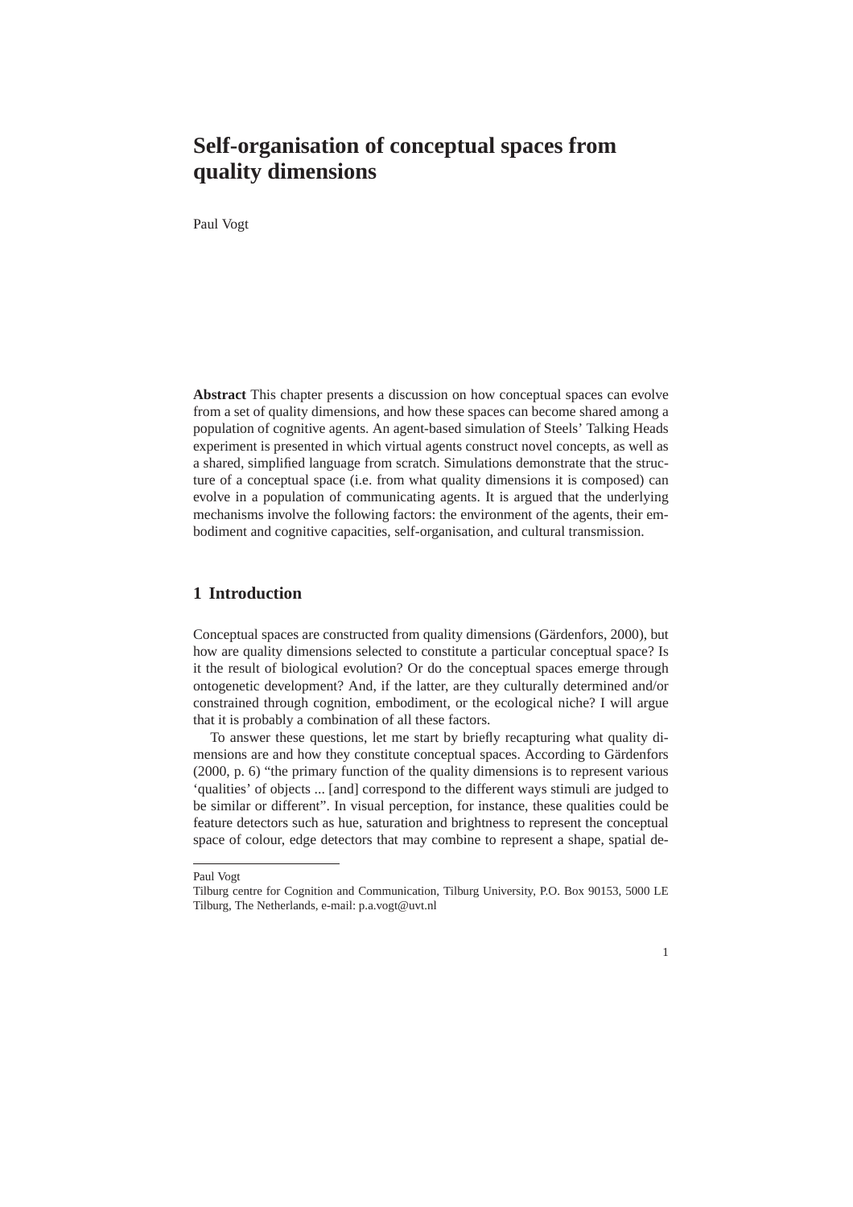# Self-organisation of conceptual spaces from quality dimensions

Paul Vogt

**Abstract** This chapter presents a discussion on how conceptual spaces can evolve from a set of quality dimensions, and how these spaces can become shared among a population of cognitive agents. An agent-based simulation of Steels' Talking Heads experiment is presented in which virtual agents construct novel concepts, as well as a shared, simplified language from scratch. Simulations demonstrate that the structure of a conceptual space (i.e. from what quality dimensions it is composed) can evolve in a population of communicating agents. It is argued that the underlying mechanisms involve the following factors: the environment of the agents, their embodiment and cognitive capacities, self-organisation, and cultural transmission.

## 1 Introduction

Conceptual spaces are constructed from quality dimensions (Gärdenfors, 2000), but how are quality dimensions selected to constitute a particular conceptual space? Is it the result of biological evolution? Or do the conceptual spaces emerge through ontogenetic development? And, if the latter, are they culturally determined and/or constrained through cognition, embodiment, or the ecological niche? I will argue that it is probably a combination of all these factors.

To answer these questions, let me start by briefly recapturing what quality dimensions are and how they constitute conceptual spaces. According to Gärdenfors (2000, p. 6) "the primary function of the quality dimensions is to represent various 'qualities' of objects ... [and] correspond to the different ways stimuli are judged to be similar or different". In visual perception, for instance, these qualities could be feature detectors such as hue, saturation and brightness to represent the conceptual space of colour, edge detectors that may combine to represent a shape, spatial de-

---

Paul Vogt

Tilburg centre for Cognition and Communication, Tilburg University, P.O. Box 90153, 5000 LE Tilburg, The Netherlands, e-mail: p.a.vogt@uvt.nl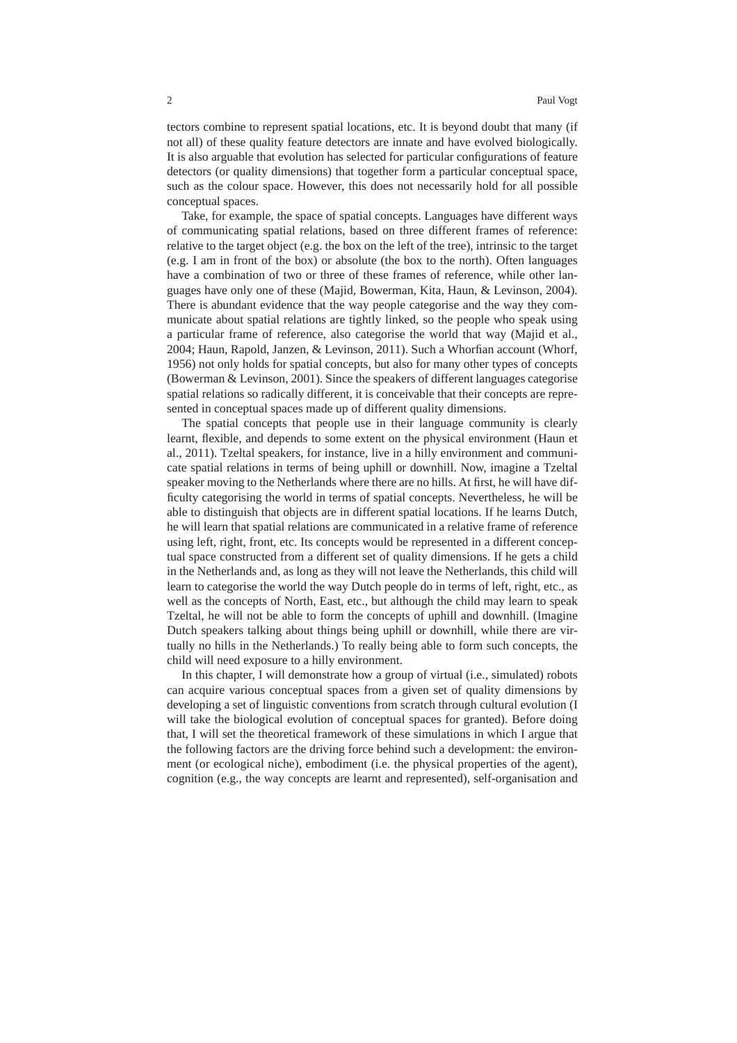tectors combine to represent spatial locations, etc. It is beyond doubt that many (if not all) of these quality feature detectors are innate and have evolved biologically. It is also arguable that evolution has selected for particular configurations of feature detectors (or quality dimensions) that together form a particular conceptual space, such as the colour space. However, this does not necessarily hold for all possible conceptual spaces.

Take, for example, the space of spatial concepts. Languages have different ways of communicating spatial relations, based on three different frames of reference: relative to the target object (e.g. the box on the left of the tree), intrinsic to the target (e.g. I am in front of the box) or absolute (the box to the north). Often languages have a combination of two or three of these frames of reference, while other languages have only one of these (Majid, Bowerman, Kita, Haun, & Levinson, 2004). There is abundant evidence that the way people categorise and the way they communicate about spatial relations are tightly linked, so the people who speak using a particular frame of reference, also categorise the world that way (Majid et al., 2004; Haun, Rapold, Janzen, & Levinson, 2011). Such a Whorfian account (Whorf, 1956) not only holds for spatial concepts, but also for many other types of concepts (Bowerman & Levinson, 2001). Since the speakers of different languages categorise spatial relations so radically different, it is conceivable that their concepts are represented in conceptual spaces made up of different quality dimensions.

The spatial concepts that people use in their language community is clearly learnt, flexible, and depends to some extent on the physical environment (Haun et al., 2011). Tzeltal speakers, for instance, live in a hilly environment and communicate spatial relations in terms of being uphill or downhill. Now, imagine a Tzeltal speaker moving to the Netherlands where there are no hills. At first, he will have difficulty categorising the world in terms of spatial concepts. Nevertheless, he will be able to distinguish that objects are in different spatial locations. If he learns Dutch, he will learn that spatial relations are communicated in a relative frame of reference using left, right, front, etc. Its concepts would be represented in a different conceptual space constructed from a different set of quality dimensions. If he gets a child in the Netherlands and, as long as they will not leave the Netherlands, this child will learn to categorise the world the way Dutch people do in terms of left, right, etc., as well as the concepts of North, East, etc., but although the child may learn to speak Tzeltal, he will not be able to form the concepts of uphill and downhill. (Imagine Dutch speakers talking about things being uphill or downhill, while there are virtually no hills in the Netherlands.) To really being able to form such concepts, the child will need exposure to a hilly environment.

In this chapter, I will demonstrate how a group of virtual (i.e., simulated) robots can acquire various conceptual spaces from a given set of quality dimensions by developing a set of linguistic conventions from scratch through cultural evolution (I will take the biological evolution of conceptual spaces for granted). Before doing that, I will set the theoretical framework of these simulations in which I argue that the following factors are the driving force behind such a development: the environment (or ecological niche), embodiment (i.e. the physical properties of the agent), cognition (e.g., the way concepts are learnt and represented), self-organisation and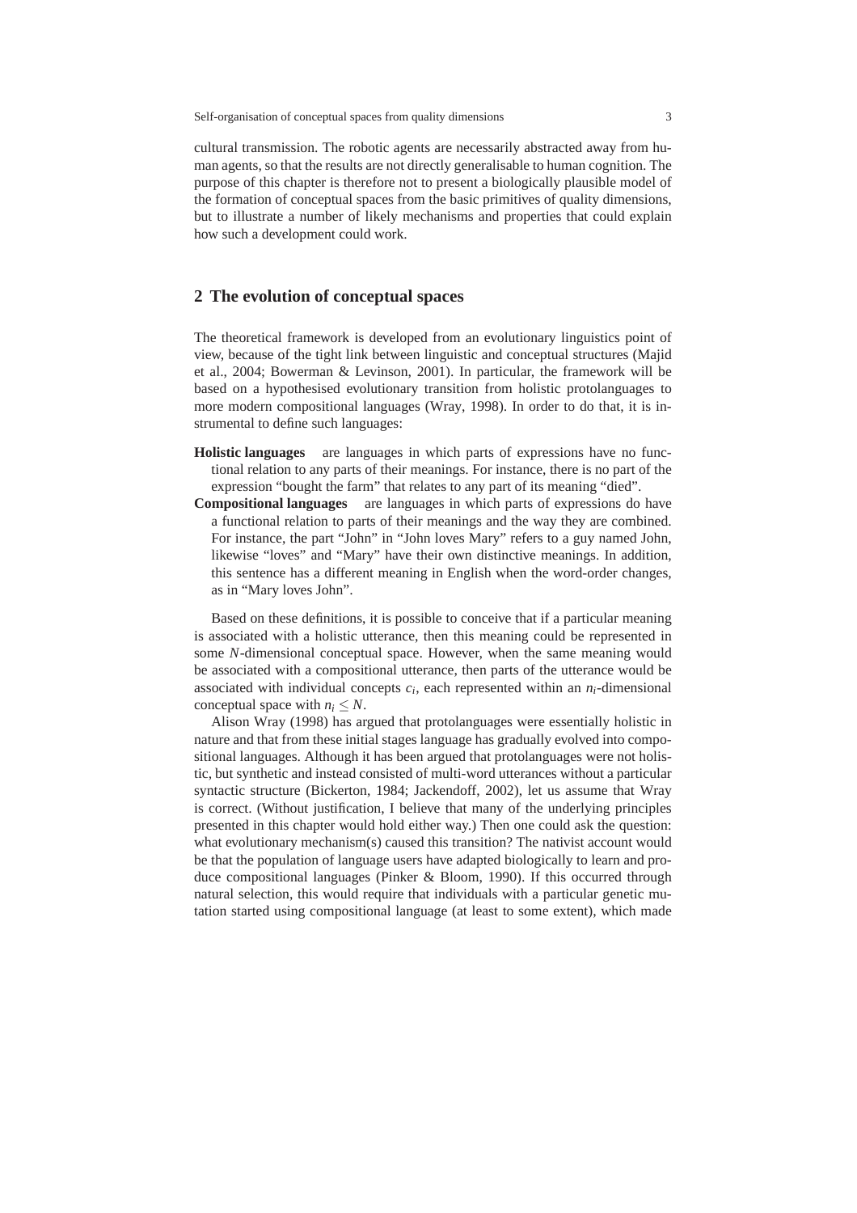cultural transmission. The robotic agents are necessarily abstracted away from human agents, so that the results are not directly generalisable to human cognition. The purpose of this chapter is therefore not to present a biologically plausible model of the formation of conceptual spaces from the basic primitives of quality dimensions, but to illustrate a number of likely mechanisms and properties that could explain how such a development could work.

## 2 The evolution of conceptual spaces

The theoretical framework is developed from an evolutionary linguistics point of view, because of the tight link between linguistic and conceptual structures (Majid et al., 2004; Bowerman & Levinson, 2001). In particular, the framework will be based on a hypothesised evolutionary transition from holistic protolanguages to more modern compositional languages (Wray, 1998). In order to do that, it is instrumental to define such languages:

**Holistic languages** are languages in which parts of expressions have no functional relation to any parts of their meanings. For instance, there is no part of the expression "bought the farm" that relates to any part of its meaning "died".

**Compositional languages** are languages in which parts of expressions do have a functional relation to parts of their meanings and the way they are combined. For instance, the part "John" in "John loves Mary" refers to a guy named John, likewise "loves" and "Mary" have their own distinctive meanings. In addition, this sentence has a different meaning in English when the word-order changes, as in "Mary loves John".

Based on these definitions, it is possible to conceive that if a particular meaning is associated with a holistic utterance, then this meaning could be represented in some $N$-dimensional conceptual space. However, when the same meaning would be associated with a compositional utterance, then parts of the utterance would be associated with individual concepts $c_i$, each represented within an $n_i$-dimensional conceptual space with $n_i \leq N$.

Alison Wray (1998) has argued that protolanguages were essentially holistic in nature and that from these initial stages language has gradually evolved into compositional languages. Although it has been argued that protolanguages were not holistic, but synthetic and instead consisted of multi-word utterances without a particular syntactic structure (Bickerton, 1984; Jackendoff, 2002), let us assume that Wray is correct. (Without justification, I believe that many of the underlying principles presented in this chapter would hold either way.) Then one could ask the question: what evolutionary mechanism(s) caused this transition? The nativist account would be that the population of language users have adapted biologically to learn and produce compositional languages (Pinker & Bloom, 1990). If this occurred through natural selection, this would require that individuals with a particular genetic mutation started using compositional language (at least to some extent), which made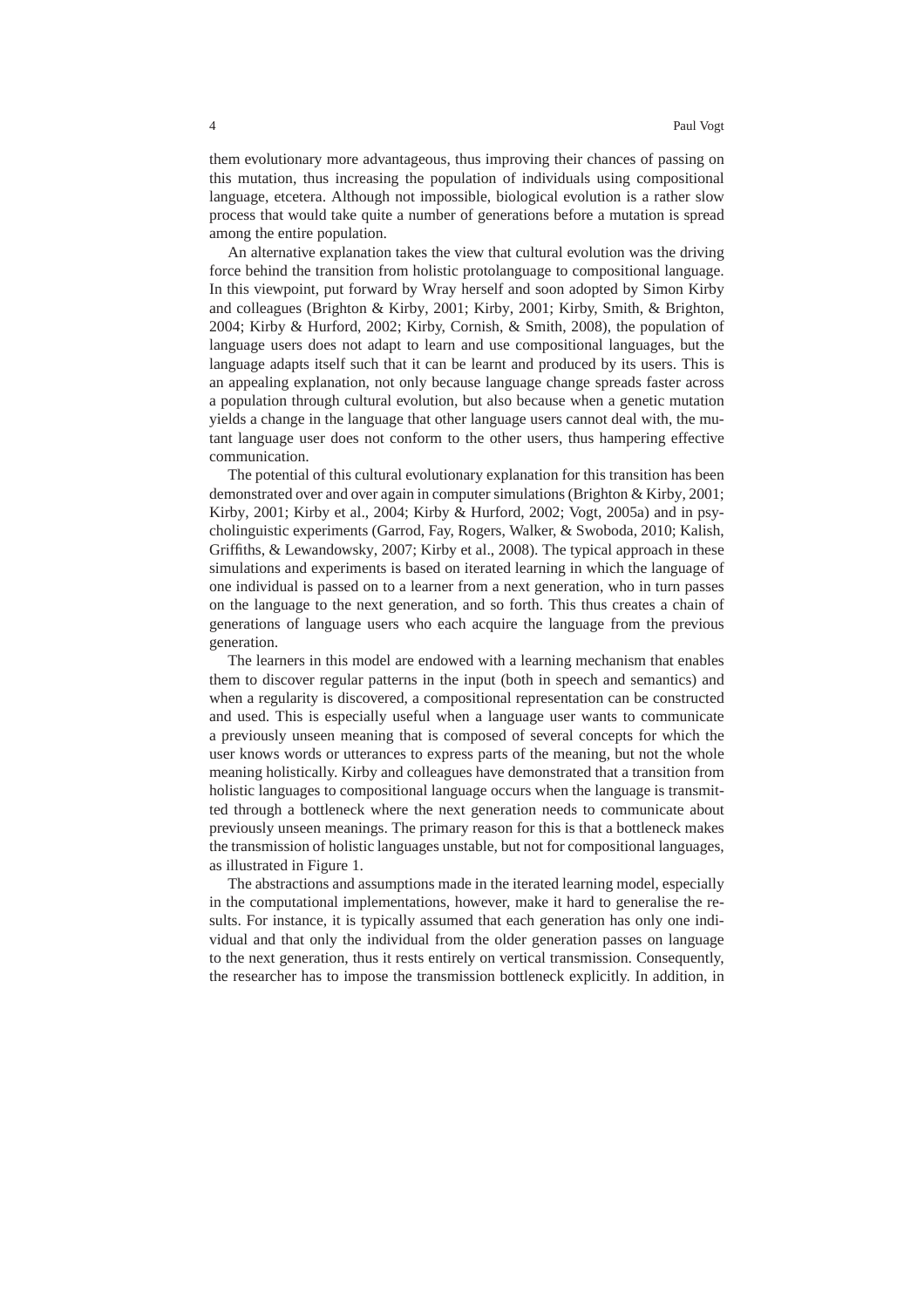them evolutionary more advantageous, thus improving their chances of passing on this mutation, thus increasing the population of individuals using compositional language, etcetera. Although not impossible, biological evolution is a rather slow process that would take quite a number of generations before a mutation is spread among the entire population.

An alternative explanation takes the view that cultural evolution was the driving force behind the transition from holistic protolanguage to compositional language. In this viewpoint, put forward by Wray herself and soon adopted by Simon Kirby and colleagues (Brighton & Kirby, 2001; Kirby, 2001; Kirby, Smith, & Brighton, 2004; Kirby & Hurford, 2002; Kirby, Cornish, & Smith, 2008), the population of language users does not adapt to learn and use compositional languages, but the language adapts itself such that it can be learnt and produced by its users. This is an appealing explanation, not only because language change spreads faster across a population through cultural evolution, but also because when a genetic mutation yields a change in the language that other language users cannot deal with, the mutant language user does not conform to the other users, thus hampering effective communication.

The potential of this cultural evolutionary explanation for this transition has been demonstrated over and over again in computer simulations (Brighton & Kirby, 2001; Kirby, 2001; Kirby et al., 2004; Kirby & Hurford, 2002; Vogt, 2005a) and in psycholinguistic experiments (Garrod, Fay, Rogers, Walker, & Swoboda, 2010; Kalish, Griffiths, & Lewandowsky, 2007; Kirby et al., 2008). The typical approach in these simulations and experiments is based on iterated learning in which the language of one individual is passed on to a learner from a next generation, who in turn passes on the language to the next generation, and so forth. This thus creates a chain of generations of language users who each acquire the language from the previous generation.

The learners in this model are endowed with a learning mechanism that enables them to discover regular patterns in the input (both in speech and semantics) and when a regularity is discovered, a compositional representation can be constructed and used. This is especially useful when a language user wants to communicate a previously unseen meaning that is composed of several concepts for which the user knows words or utterances to express parts of the meaning, but not the whole meaning holistically. Kirby and colleagues have demonstrated that a transition from holistic languages to compositional language occurs when the language is transmitted through a bottleneck where the next generation needs to communicate about previously unseen meanings. The primary reason for this is that a bottleneck makes the transmission of holistic languages unstable, but not for compositional languages, as illustrated in Figure 1.

The abstractions and assumptions made in the iterated learning model, especially in the computational implementations, however, make it hard to generalise the results. For instance, it is typically assumed that each generation has only one individual and that only the individual from the older generation passes on language to the next generation, thus it rests entirely on vertical transmission. Consequently, the researcher has to impose the transmission bottleneck explicitly. In addition, in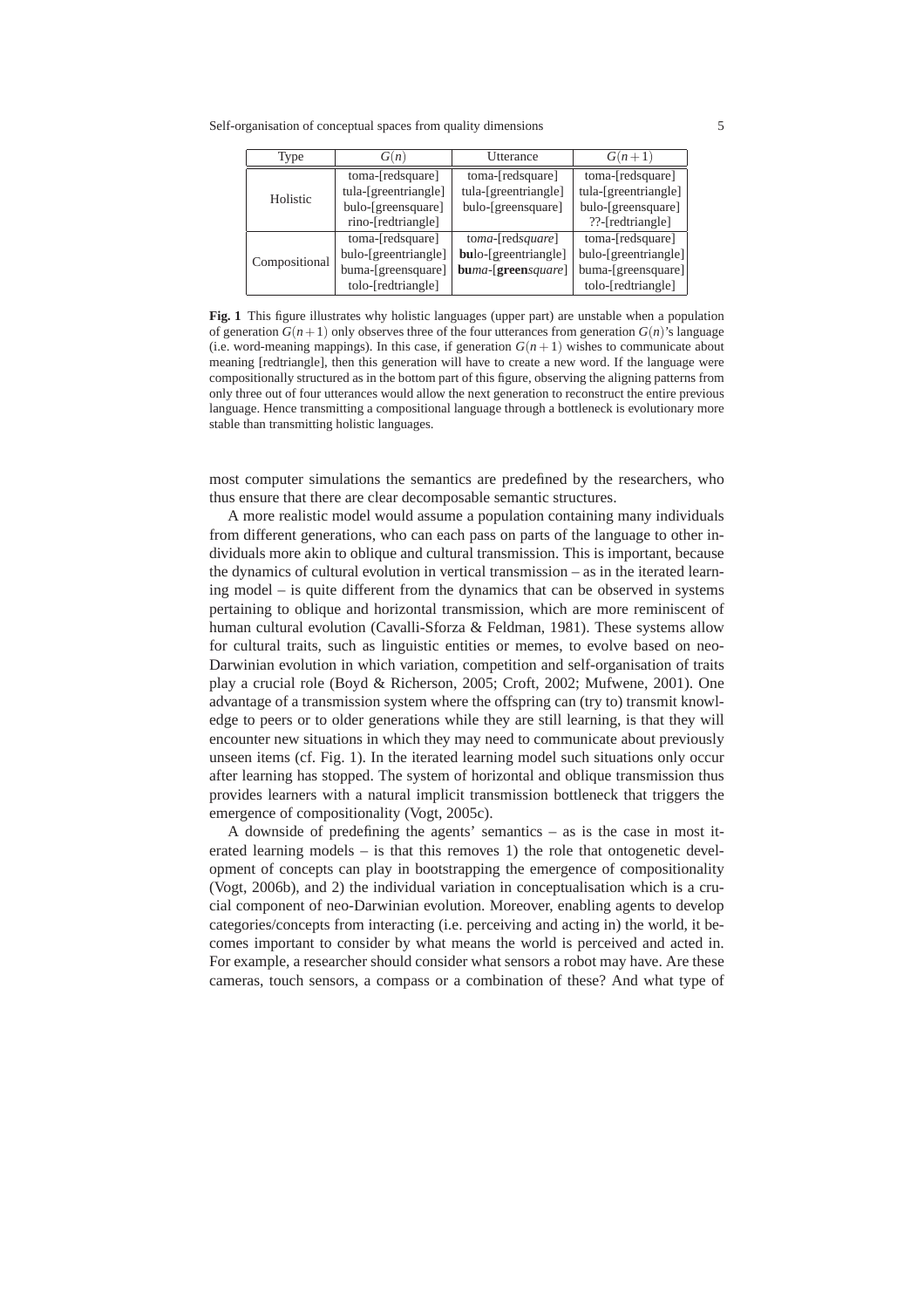| Type | $G(n)$ | Utterance | $G(n+1)$ |
|---|---|---|---|
| Holistic | toma-[redsquare] | toma-[redsquare] | toma-[redsquare] |
| | tula-[greentriangle] | tula-[greentriangle] | tula-[greentriangle] |
| | bulo-[greensquare] | bulo-[greensquare] | bulo-[greensquare] |
| | rino-[redtriangle] | | ??-[redtriangle] |
| Compositional | toma-[redsquare] | to*ma*-[red*square*] | toma-[redsquare] |
| | bulo-[greentriangle] | **bu**lo-[**green**triangle] | bulo-[greentriangle] |
| | buma-[greensquare] | **bu***ma*-[**green***square*] | buma-[greensquare] |
| | tolo-[redtriangle] | | tolo-[redtriangle] |

**Fig. 1** This figure illustrates why holistic languages (upper part) are unstable when a population of generation $G(n+1)$ only observes three of the four utterances from generation $G(n)$'s language (i.e. word-meaning mappings). In this case, if generation $G(n+1)$ wishes to communicate about meaning [redtriangle], then this generation will have to create a new word. If the language were compositionally structured as in the bottom part of this figure, observing the aligning patterns from only three out of four utterances would allow the next generation to reconstruct the entire previous language. Hence transmitting a compositional language through a bottleneck is evolutionary more stable than transmitting holistic languages.

most computer simulations the semantics are predefined by the researchers, who thus ensure that there are clear decomposable semantic structures.

A more realistic model would assume a population containing many individuals from different generations, who can each pass on parts of the language to other individuals more akin to oblique and cultural transmission. This is important, because the dynamics of cultural evolution in vertical transmission – as in the iterated learning model – is quite different from the dynamics that can be observed in systems pertaining to oblique and horizontal transmission, which are more reminiscent of human cultural evolution (Cavalli-Sforza & Feldman, 1981). These systems allow for cultural traits, such as linguistic entities or memes, to evolve based on neo-Darwinian evolution in which variation, competition and self-organisation of traits play a crucial role (Boyd & Richerson, 2005; Croft, 2002; Mufwene, 2001). One advantage of a transmission system where the offspring can (try to) transmit knowledge to peers or to older generations while they are still learning, is that they will encounter new situations in which they may need to communicate about previously unseen items (cf. Fig. 1). In the iterated learning model such situations only occur after learning has stopped. The system of horizontal and oblique transmission thus provides learners with a natural implicit transmission bottleneck that triggers the emergence of compositionality (Vogt, 2005c).

A downside of predefining the agents' semantics – as is the case in most iterated learning models – is that this removes 1) the role that ontogenetic development of concepts can play in bootstrapping the emergence of compositionality (Vogt, 2006b), and 2) the individual variation in conceptualisation which is a crucial component of neo-Darwinian evolution. Moreover, enabling agents to develop categories/concepts from interacting (i.e. perceiving and acting in) the world, it becomes important to consider by what means the world is perceived and acted in. For example, a researcher should consider what sensors a robot may have. Are these cameras, touch sensors, a compass or a combination of these? And what type of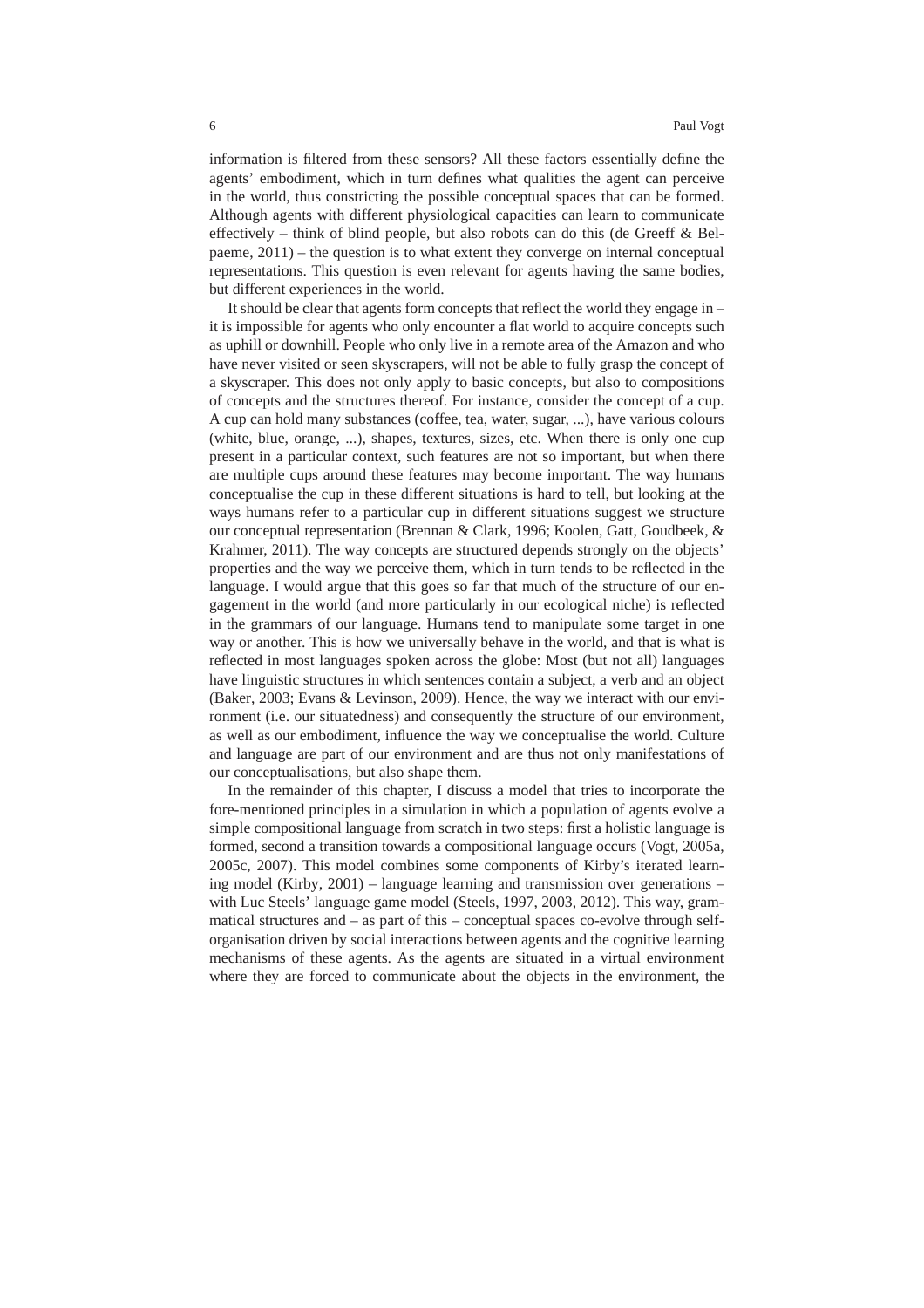information is filtered from these sensors? All these factors essentially define the agents' embodiment, which in turn defines what qualities the agent can perceive in the world, thus constricting the possible conceptual spaces that can be formed. Although agents with different physiological capacities can learn to communicate effectively – think of blind people, but also robots can do this (de Greeff & Belpaeme, 2011) – the question is to what extent they converge on internal conceptual representations. This question is even relevant for agents having the same bodies, but different experiences in the world.

It should be clear that agents form concepts that reflect the world they engage in – it is impossible for agents who only encounter a flat world to acquire concepts such as uphill or downhill. People who only live in a remote area of the Amazon and who have never visited or seen skyscrapers, will not be able to fully grasp the concept of a skyscraper. This does not only apply to basic concepts, but also to compositions of concepts and the structures thereof. For instance, consider the concept of a cup. A cup can hold many substances (coffee, tea, water, sugar, ...), have various colours (white, blue, orange, ...), shapes, textures, sizes, etc. When there is only one cup present in a particular context, such features are not so important, but when there are multiple cups around these features may become important. The way humans conceptualise the cup in these different situations is hard to tell, but looking at the ways humans refer to a particular cup in different situations suggest we structure our conceptual representation (Brennan & Clark, 1996; Koolen, Gatt, Goudbeek, & Krahmer, 2011). The way concepts are structured depends strongly on the objects' properties and the way we perceive them, which in turn tends to be reflected in the language. I would argue that this goes so far that much of the structure of our engagement in the world (and more particularly in our ecological niche) is reflected in the grammars of our language. Humans tend to manipulate some target in one way or another. This is how we universally behave in the world, and that is what is reflected in most languages spoken across the globe: Most (but not all) languages have linguistic structures in which sentences contain a subject, a verb and an object (Baker, 2003; Evans & Levinson, 2009). Hence, the way we interact with our environment (i.e. our situatedness) and consequently the structure of our environment, as well as our embodiment, influence the way we conceptualise the world. Culture and language are part of our environment and are thus not only manifestations of our conceptualisations, but also shape them.

In the remainder of this chapter, I discuss a model that tries to incorporate the fore-mentioned principles in a simulation in which a population of agents evolve a simple compositional language from scratch in two steps: first a holistic language is formed, second a transition towards a compositional language occurs (Vogt, 2005a, 2005c, 2007). This model combines some components of Kirby's iterated learning model (Kirby, 2001) – language learning and transmission over generations – with Luc Steels' language game model (Steels, 1997, 2003, 2012). This way, grammatical structures and – as part of this – conceptual spaces co-evolve through self-organisation driven by social interactions between agents and the cognitive learning mechanisms of these agents. As the agents are situated in a virtual environment where they are forced to communicate about the objects in the environment, the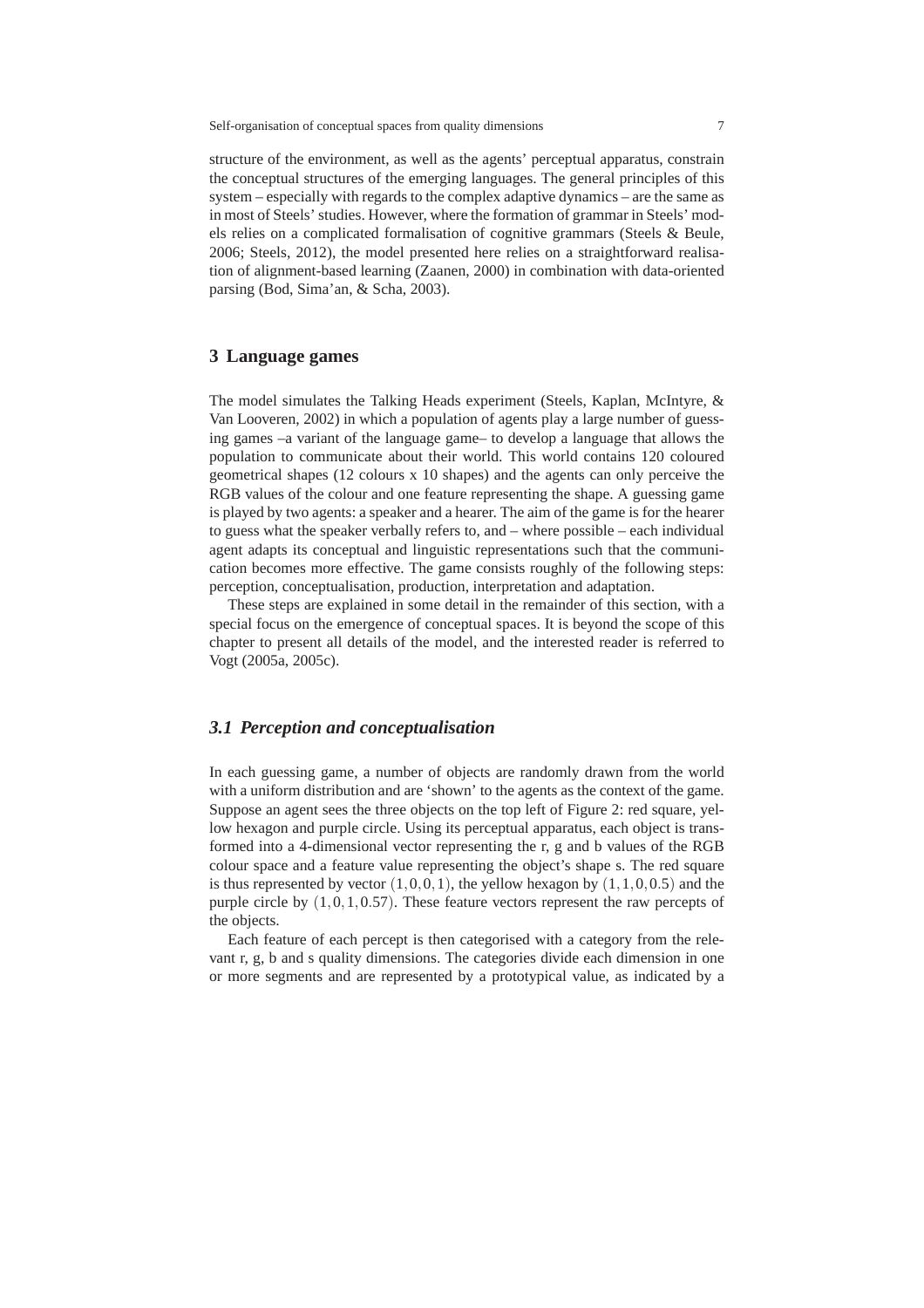structure of the environment, as well as the agents' perceptual apparatus, constrain the conceptual structures of the emerging languages. The general principles of this system – especially with regards to the complex adaptive dynamics – are the same as in most of Steels' studies. However, where the formation of grammar in Steels' models relies on a complicated formalisation of cognitive grammars (Steels & Beule, 2006; Steels, 2012), the model presented here relies on a straightforward realisation of alignment-based learning (Zaanen, 2000) in combination with data-oriented parsing (Bod, Sima'an, & Scha, 2003).

## 3 Language games

The model simulates the Talking Heads experiment (Steels, Kaplan, McIntyre, & Van Looveren, 2002) in which a population of agents play a large number of guessing games –a variant of the language game– to develop a language that allows the population to communicate about their world. This world contains 120 coloured geometrical shapes (12 colours x 10 shapes) and the agents can only perceive the RGB values of the colour and one feature representing the shape. A guessing game is played by two agents: a speaker and a hearer. The aim of the game is for the hearer to guess what the speaker verbally refers to, and – where possible – each individual agent adapts its conceptual and linguistic representations such that the communication becomes more effective. The game consists roughly of the following steps: perception, conceptualisation, production, interpretation and adaptation.

These steps are explained in some detail in the remainder of this section, with a special focus on the emergence of conceptual spaces. It is beyond the scope of this chapter to present all details of the model, and the interested reader is referred to Vogt (2005a, 2005c).

### *3.1 Perception and conceptualisation*

In each guessing game, a number of objects are randomly drawn from the world with a uniform distribution and are 'shown' to the agents as the context of the game. Suppose an agent sees the three objects on the top left of Figure 2: red square, yellow hexagon and purple circle. Using its perceptual apparatus, each object is transformed into a 4-dimensional vector representing the r, g and b values of the RGB colour space and a feature value representing the object's shape s. The red square is thus represented by vector $(1,0,0,1)$, the yellow hexagon by $(1,1,0,0.5)$ and the purple circle by $(1,0,1,0.57)$. These feature vectors represent the raw percepts of the objects.

Each feature of each percept is then categorised with a category from the relevant r, g, b and s quality dimensions. The categories divide each dimension in one or more segments and are represented by a prototypical value, as indicated by a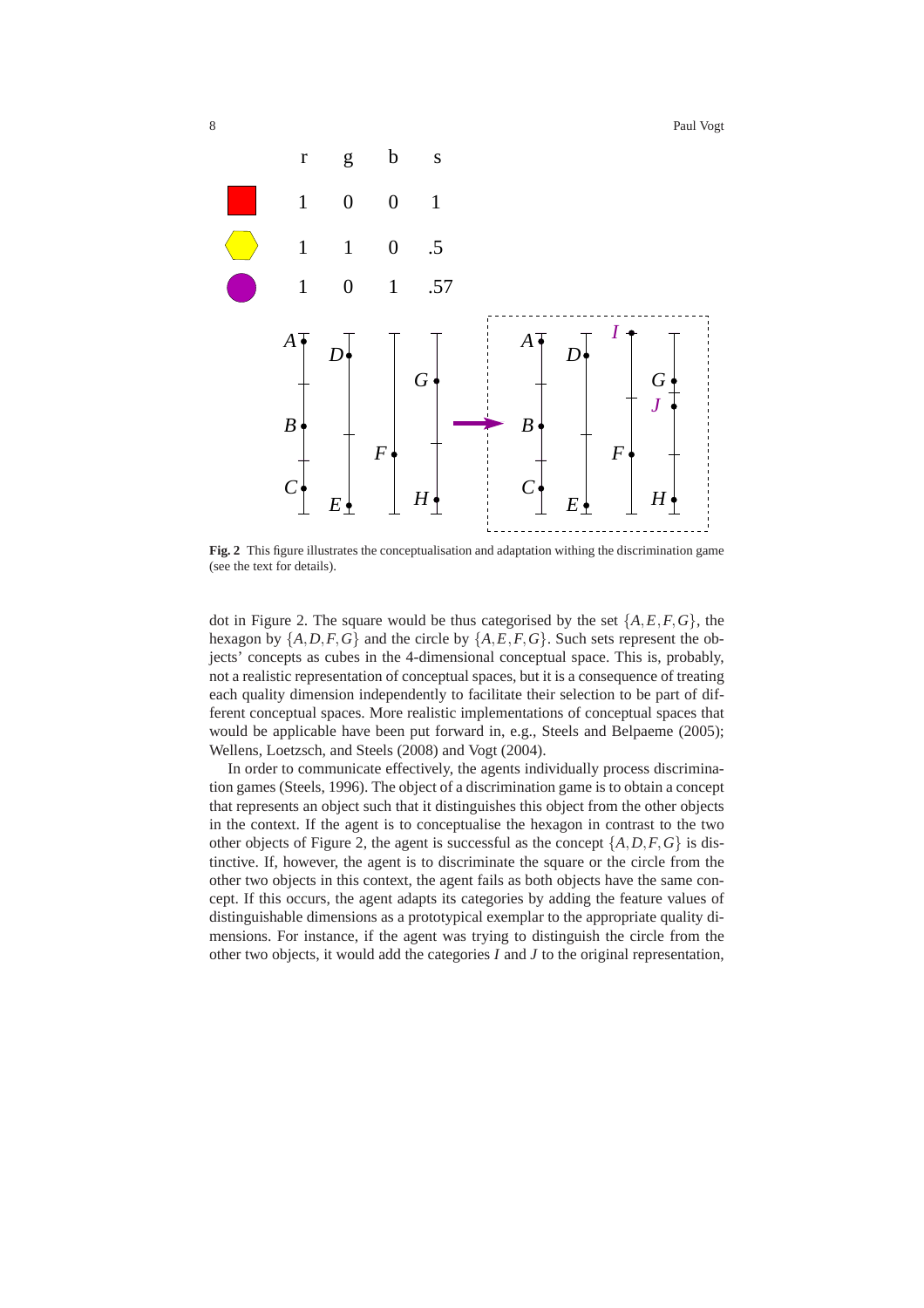|  | r | g | b | s |
|---|---|---|---|---|
| (red square) | 1 | 0 | 0 | 1 |
| (yellow hexagon) | 1 | 1 | 0 | .5 |
| (purple circle) | 1 | 0 | 1 | .57 |

**Fig. 2** This figure illustrates the conceptualisation and adaptation withing the discrimination game (see the text for details).

dot in Figure 2. The square would be thus categorised by the set $\{A, E, F, G\}$, the hexagon by $\{A, D, F, G\}$ and the circle by $\{A, E, F, G\}$. Such sets represent the objects' concepts as cubes in the 4-dimensional conceptual space. This is, probably, not a realistic representation of conceptual spaces, but it is a consequence of treating each quality dimension independently to facilitate their selection to be part of different conceptual spaces. More realistic implementations of conceptual spaces that would be applicable have been put forward in, e.g., Steels and Belpaeme (2005); Wellens, Loetzsch, and Steels (2008) and Vogt (2004).

In order to communicate effectively, the agents individually process discrimination games (Steels, 1996). The object of a discrimination game is to obtain a concept that represents an object such that it distinguishes this object from the other objects in the context. If the agent is to conceptualise the hexagon in contrast to the two other objects of Figure 2, the agent is successful as the concept $\{A, D, F, G\}$ is distinctive. If, however, the agent is to discriminate the square or the circle from the other two objects in this context, the agent fails as both objects have the same concept. If this occurs, the agent adapts its categories by adding the feature values of distinguishable dimensions as a prototypical exemplar to the appropriate quality dimensions. For instance, if the agent was trying to distinguish the circle from the other two objects, it would add the categories $I$ and $J$ to the original representation,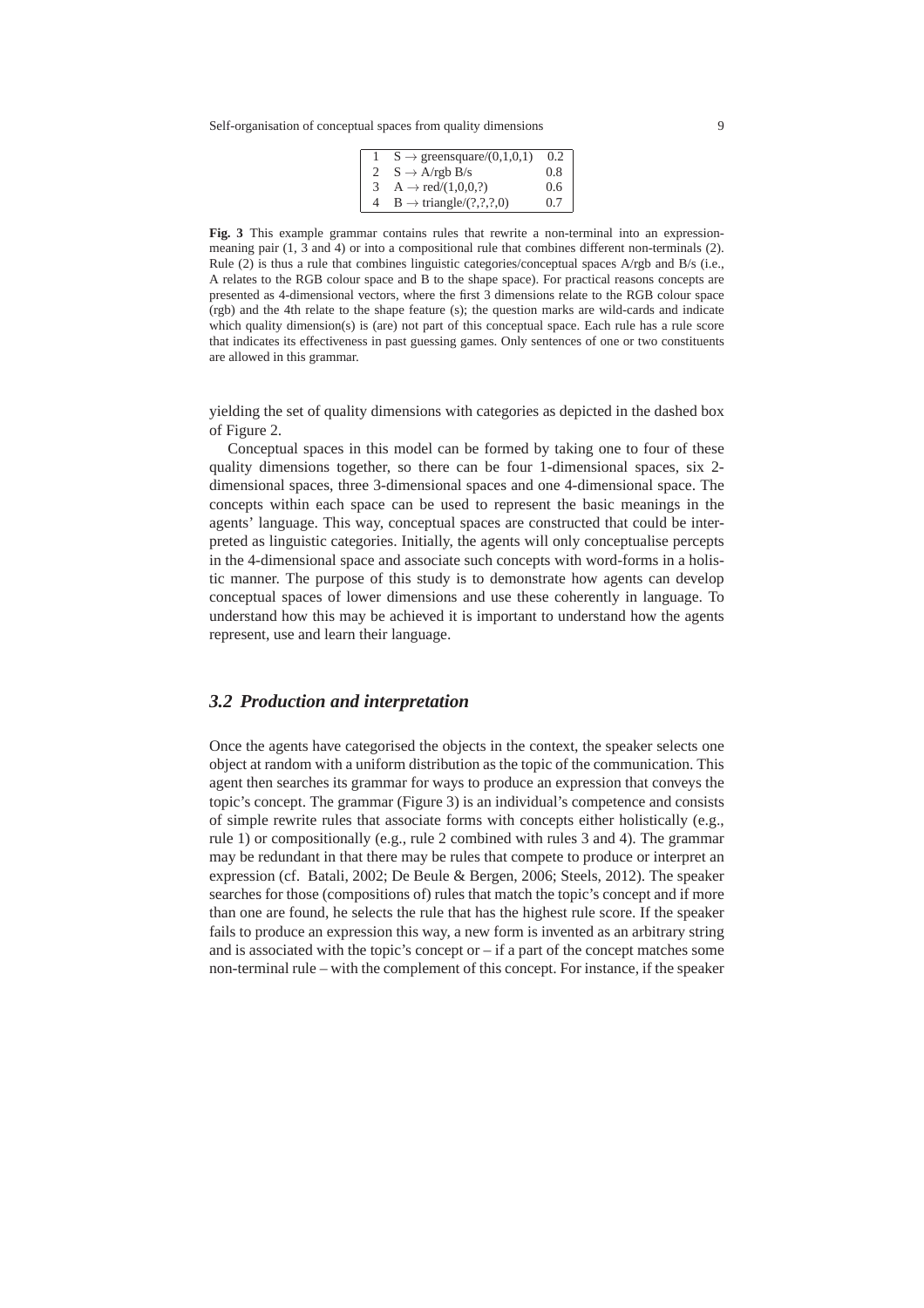| | | |
|---|---|---|
| 1 | S → greensquare/(0,1,0,1) | 0.2 |
| 2 | S → A/rgb B/s | 0.8 |
| 3 | A → red/(1,0,0,?) | 0.6 |
| 4 | B → triangle/(?,?,?,0) | 0.7 |

**Fig. 3** This example grammar contains rules that rewrite a non-terminal into an expression-meaning pair (1, 3 and 4) or into a compositional rule that combines different non-terminals (2). Rule (2) is thus a rule that combines linguistic categories/conceptual spaces A/rgb and B/s (i.e., A relates to the RGB colour space and B to the shape space). For practical reasons concepts are presented as 4-dimensional vectors, where the first 3 dimensions relate to the RGB colour space (rgb) and the 4th relate to the shape feature (s); the question marks are wild-cards and indicate which quality dimension(s) is (are) not part of this conceptual space. Each rule has a rule score that indicates its effectiveness in past guessing games. Only sentences of one or two constituents are allowed in this grammar.

yielding the set of quality dimensions with categories as depicted in the dashed box of Figure 2.

Conceptual spaces in this model can be formed by taking one to four of these quality dimensions together, so there can be four 1-dimensional spaces, six 2-dimensional spaces, three 3-dimensional spaces and one 4-dimensional space. The concepts within each space can be used to represent the basic meanings in the agents' language. This way, conceptual spaces are constructed that could be interpreted as linguistic categories. Initially, the agents will only conceptualise percepts in the 4-dimensional space and associate such concepts with word-forms in a holistic manner. The purpose of this study is to demonstrate how agents can develop conceptual spaces of lower dimensions and use these coherently in language. To understand how this may be achieved it is important to understand how the agents represent, use and learn their language.

### *3.2 Production and interpretation*

Once the agents have categorised the objects in the context, the speaker selects one object at random with a uniform distribution as the topic of the communication. This agent then searches its grammar for ways to produce an expression that conveys the topic's concept. The grammar (Figure 3) is an individual's competence and consists of simple rewrite rules that associate forms with concepts either holistically (e.g., rule 1) or compositionally (e.g., rule 2 combined with rules 3 and 4). The grammar may be redundant in that there may be rules that compete to produce or interpret an expression (cf. Batali, 2002; De Beule & Bergen, 2006; Steels, 2012). The speaker searches for those (compositions of) rules that match the topic's concept and if more than one are found, he selects the rule that has the highest rule score. If the speaker fails to produce an expression this way, a new form is invented as an arbitrary string and is associated with the topic's concept or – if a part of the concept matches some non-terminal rule – with the complement of this concept. For instance, if the speaker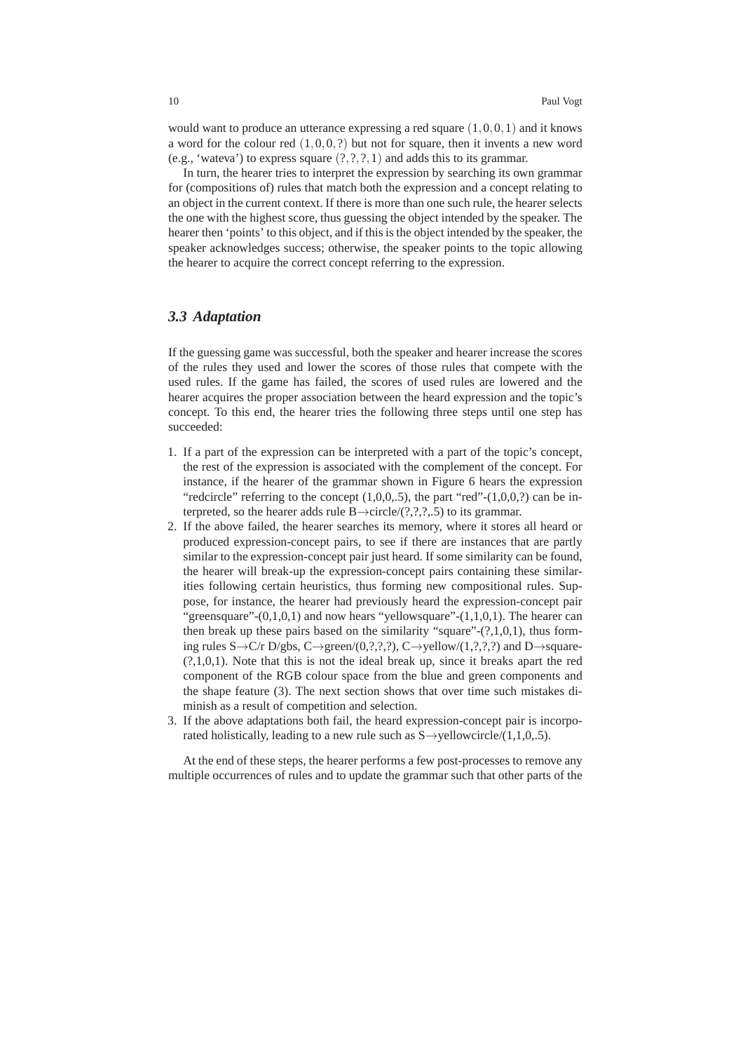would want to produce an utterance expressing a red square $(1,0,0,1)$ and it knows a word for the colour red $(1,0,0,?)$ but not for square, then it invents a new word (e.g., 'wateva') to express square $(?,?,?,1)$ and adds this to its grammar.

In turn, the hearer tries to interpret the expression by searching its own grammar for (compositions of) rules that match both the expression and a concept relating to an object in the current context. If there is more than one such rule, the hearer selects the one with the highest score, thus guessing the object intended by the speaker. The hearer then 'points' to this object, and if this is the object intended by the speaker, the speaker acknowledges success; otherwise, the speaker points to the topic allowing the hearer to acquire the correct concept referring to the expression.

### *3.3 Adaptation*

If the guessing game was successful, both the speaker and hearer increase the scores of the rules they used and lower the scores of those rules that compete with the used rules. If the game has failed, the scores of used rules are lowered and the hearer acquires the proper association between the heard expression and the topic's concept. To this end, the hearer tries the following three steps until one step has succeeded:

1. If a part of the expression can be interpreted with a part of the topic's concept, the rest of the expression is associated with the complement of the concept. For instance, if the hearer of the grammar shown in Figure 6 hears the expression "redcircle" referring to the concept (1,0,0,.5), the part "red"-(1,0,0,?) can be interpreted, so the hearer adds rule B→circle/(?,?,?,.5) to its grammar.
2. If the above failed, the hearer searches its memory, where it stores all heard or produced expression-concept pairs, to see if there are instances that are partly similar to the expression-concept pair just heard. If some similarity can be found, the hearer will break-up the expression-concept pairs containing these similarities following certain heuristics, thus forming new compositional rules. Suppose, for instance, the hearer had previously heard the expression-concept pair "greensquare"-(0,1,0,1) and now hears "yellowsquare"-(1,1,0,1). The hearer can then break up these pairs based on the similarity "square"-(?,1,0,1), thus forming rules S→C/r D/gbs, C→green/(0,?,?,?), C→yellow/(1,?,?,?) and D→square-(?,1,0,1). Note that this is not the ideal break up, since it breaks apart the red component of the RGB colour space from the blue and green components and the shape feature (3). The next section shows that over time such mistakes diminish as a result of competition and selection.
3. If the above adaptations both fail, the heard expression-concept pair is incorporated holistically, leading to a new rule such as S→yellowcircle/(1,1,0,.5).

At the end of these steps, the hearer performs a few post-processes to remove any multiple occurrences of rules and to update the grammar such that other parts of the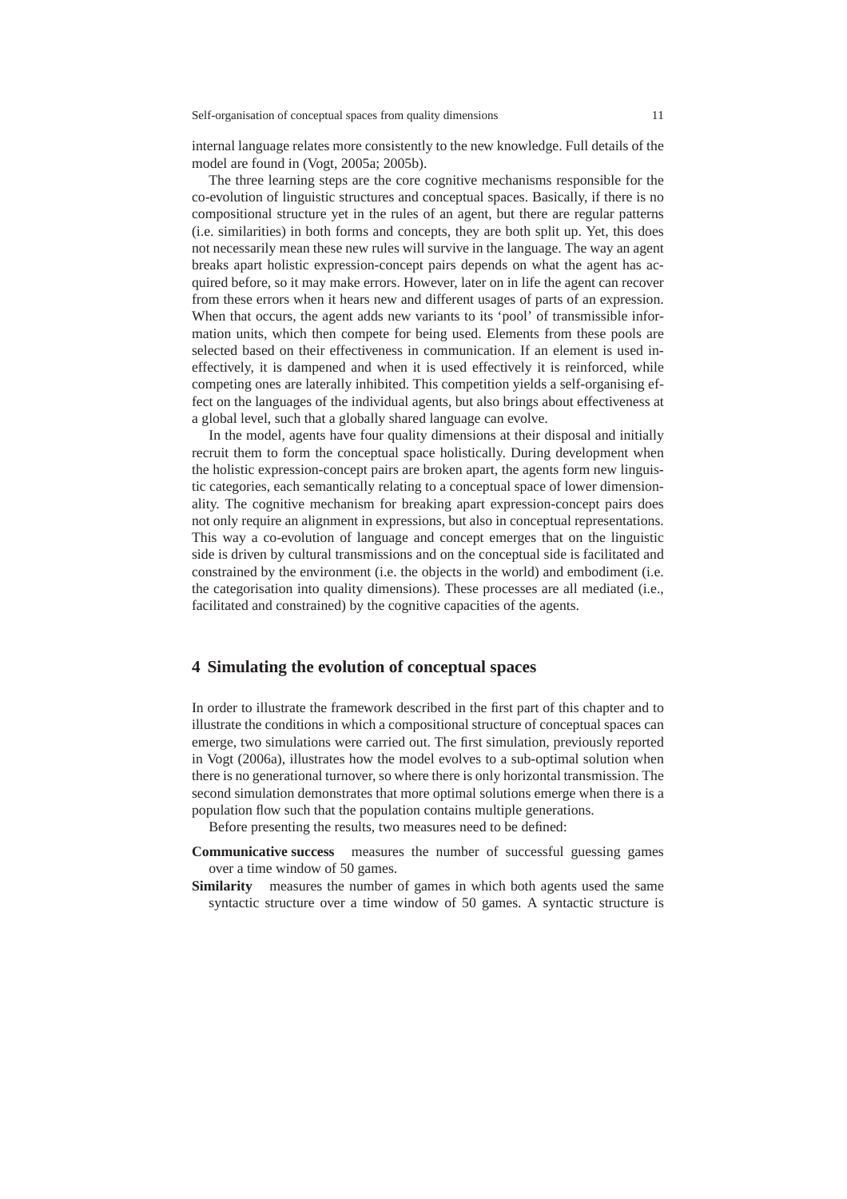internal language relates more consistently to the new knowledge. Full details of the model are found in (Vogt, 2005a; 2005b).

The three learning steps are the core cognitive mechanisms responsible for the co-evolution of linguistic structures and conceptual spaces. Basically, if there is no compositional structure yet in the rules of an agent, but there are regular patterns (i.e. similarities) in both forms and concepts, they are both split up. Yet, this does not necessarily mean these new rules will survive in the language. The way an agent breaks apart holistic expression-concept pairs depends on what the agent has acquired before, so it may make errors. However, later on in life the agent can recover from these errors when it hears new and different usages of parts of an expression. When that occurs, the agent adds new variants to its 'pool' of transmissible information units, which then compete for being used. Elements from these pools are selected based on their effectiveness in communication. If an element is used ineffectively, it is dampened and when it is used effectively it is reinforced, while competing ones are laterally inhibited. This competition yields a self-organising effect on the languages of the individual agents, but also brings about effectiveness at a global level, such that a globally shared language can evolve.

In the model, agents have four quality dimensions at their disposal and initially recruit them to form the conceptual space holistically. During development when the holistic expression-concept pairs are broken apart, the agents form new linguistic categories, each semantically relating to a conceptual space of lower dimensionality. The cognitive mechanism for breaking apart expression-concept pairs does not only require an alignment in expressions, but also in conceptual representations. This way a co-evolution of language and concept emerges that on the linguistic side is driven by cultural transmissions and on the conceptual side is facilitated and constrained by the environment (i.e. the objects in the world) and embodiment (i.e. the categorisation into quality dimensions). These processes are all mediated (i.e., facilitated and constrained) by the cognitive capacities of the agents.

## 4 Simulating the evolution of conceptual spaces

In order to illustrate the framework described in the first part of this chapter and to illustrate the conditions in which a compositional structure of conceptual spaces can emerge, two simulations were carried out. The first simulation, previously reported in Vogt (2006a), illustrates how the model evolves to a sub-optimal solution when there is no generational turnover, so where there is only horizontal transmission. The second simulation demonstrates that more optimal solutions emerge when there is a population flow such that the population contains multiple generations.

Before presenting the results, two measures need to be defined:

**Communicative success** measures the number of successful guessing games over a time window of 50 games.

**Similarity** measures the number of games in which both agents used the same syntactic structure over a time window of 50 games. A syntactic structure is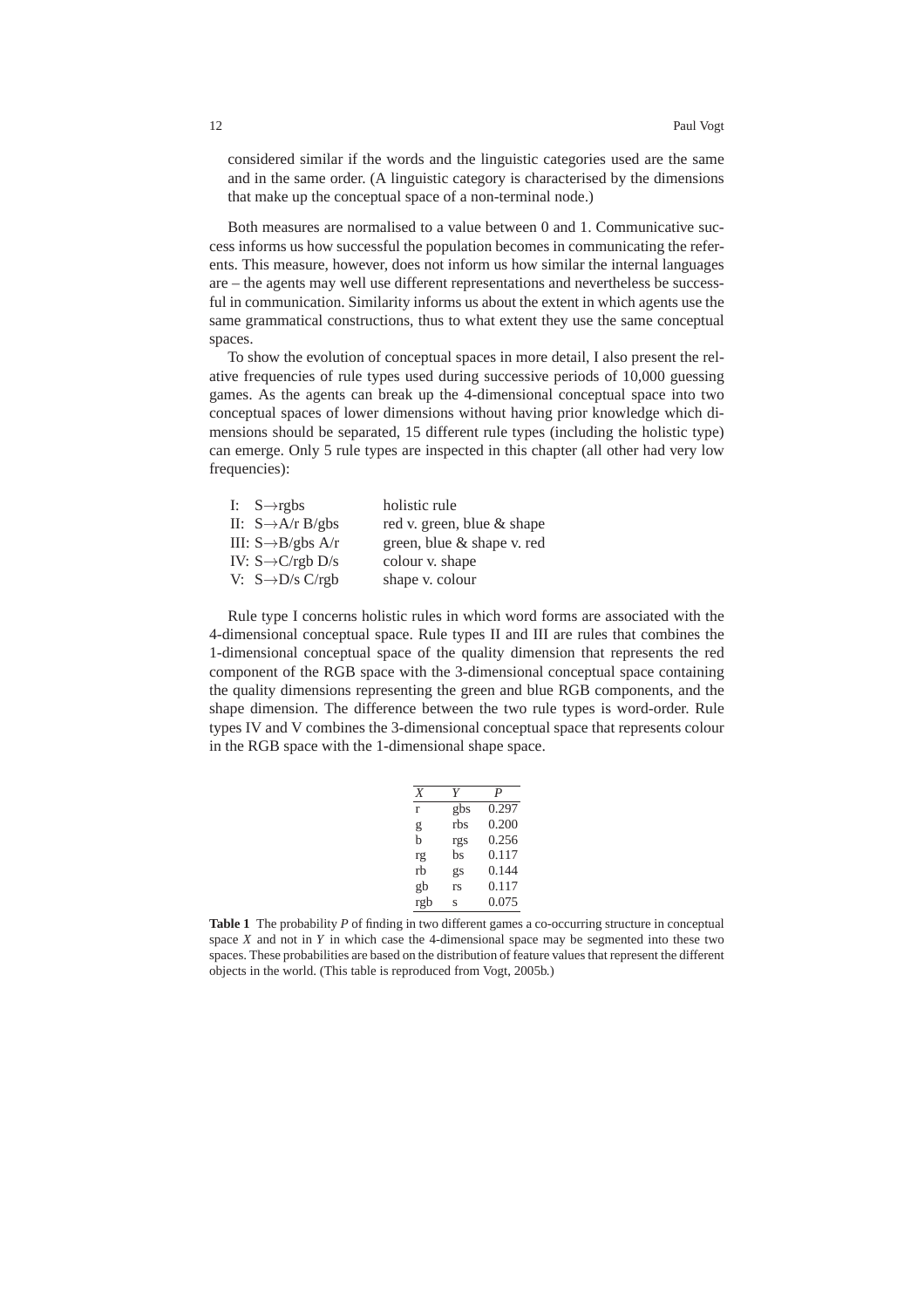considered similar if the words and the linguistic categories used are the same and in the same order. (A linguistic category is characterised by the dimensions that make up the conceptual space of a non-terminal node.)

Both measures are normalised to a value between 0 and 1. Communicative success informs us how successful the population becomes in communicating the referents. This measure, however, does not inform us how similar the internal languages are – the agents may well use different representations and nevertheless be successful in communication. Similarity informs us about the extent in which agents use the same grammatical constructions, thus to what extent they use the same conceptual spaces.

To show the evolution of conceptual spaces in more detail, I also present the relative frequencies of rule types used during successive periods of 10,000 guessing games. As the agents can break up the 4-dimensional conceptual space into two conceptual spaces of lower dimensions without having prior knowledge which dimensions should be separated, 15 different rule types (including the holistic type) can emerge. Only 5 rule types are inspected in this chapter (all other had very low frequencies):

| | |
|---|---|
| I: $S \rightarrow$rgbs | holistic rule |
| II: $S \rightarrow$A/r B/gbs | red v. green, blue & shape |
| III: $S \rightarrow$B/gbs A/r | green, blue & shape v. red |
| IV: $S \rightarrow$C/rgb D/s | colour v. shape |
| V: $S \rightarrow$D/s C/rgb | shape v. colour |

Rule type I concerns holistic rules in which word forms are associated with the 4-dimensional conceptual space. Rule types II and III are rules that combines the 1-dimensional conceptual space of the quality dimension that represents the red component of the RGB space with the 3-dimensional conceptual space containing the quality dimensions representing the green and blue RGB components, and the shape dimension. The difference between the two rule types is word-order. Rule types IV and V combines the 3-dimensional conceptual space that represents colour in the RGB space with the 1-dimensional shape space.

| $X$ | $Y$ | $P$ |
|---|---|---|
| r | gbs | 0.297 |
| g | rbs | 0.200 |
| b | rgs | 0.256 |
| rg | bs | 0.117 |
| rb | gs | 0.144 |
| gb | rs | 0.117 |
| rgb | s | 0.075 |

**Table 1** The probability $P$ of finding in two different games a co-occurring structure in conceptual space $X$ and not in $Y$ in which case the 4-dimensional space may be segmented into these two spaces. These probabilities are based on the distribution of feature values that represent the different objects in the world. (This table is reproduced from Vogt, 2005b.)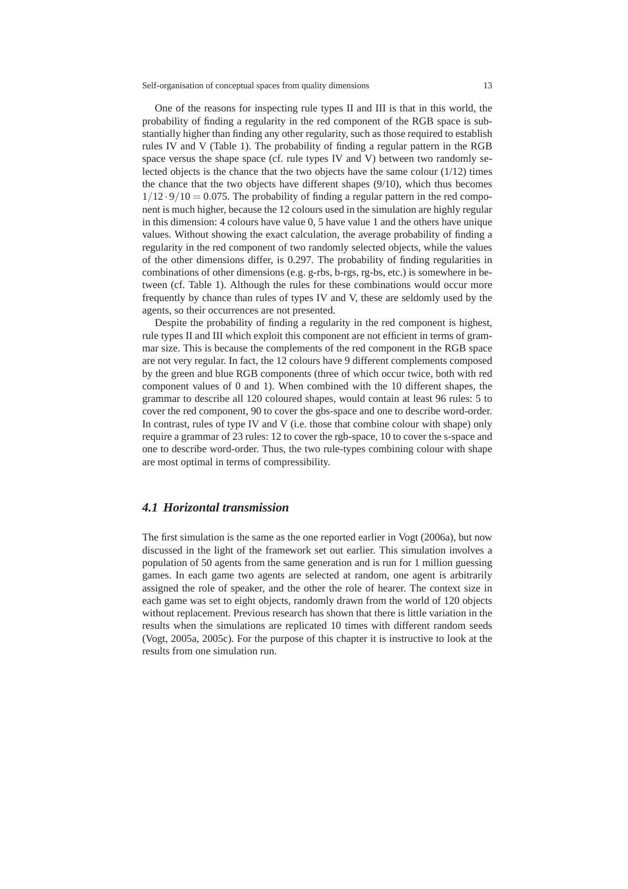One of the reasons for inspecting rule types II and III is that in this world, the probability of finding a regularity in the red component of the RGB space is substantially higher than finding any other regularity, such as those required to establish rules IV and V (Table 1). The probability of finding a regular pattern in the RGB space versus the shape space (cf. rule types IV and V) between two randomly selected objects is the chance that the two objects have the same colour (1/12) times the chance that the two objects have different shapes (9/10), which thus becomes $1/12 \cdot 9/10 = 0.075$. The probability of finding a regular pattern in the red component is much higher, because the 12 colours used in the simulation are highly regular in this dimension: 4 colours have value 0, 5 have value 1 and the others have unique values. Without showing the exact calculation, the average probability of finding a regularity in the red component of two randomly selected objects, while the values of the other dimensions differ, is 0.297. The probability of finding regularities in combinations of other dimensions (e.g. g-rbs, b-rgs, rg-bs, etc.) is somewhere in between (cf. Table 1). Although the rules for these combinations would occur more frequently by chance than rules of types IV and V, these are seldomly used by the agents, so their occurrences are not presented.

Despite the probability of finding a regularity in the red component is highest, rule types II and III which exploit this component are not efficient in terms of grammar size. This is because the complements of the red component in the RGB space are not very regular. In fact, the 12 colours have 9 different complements composed by the green and blue RGB components (three of which occur twice, both with red component values of 0 and 1). When combined with the 10 different shapes, the grammar to describe all 120 coloured shapes, would contain at least 96 rules: 5 to cover the red component, 90 to cover the gbs-space and one to describe word-order. In contrast, rules of type IV and V (i.e. those that combine colour with shape) only require a grammar of 23 rules: 12 to cover the rgb-space, 10 to cover the s-space and one to describe word-order. Thus, the two rule-types combining colour with shape are most optimal in terms of compressibility.

## 4.1 Horizontal transmission

The first simulation is the same as the one reported earlier in Vogt (2006a), but now discussed in the light of the framework set out earlier. This simulation involves a population of 50 agents from the same generation and is run for 1 million guessing games. In each game two agents are selected at random, one agent is arbitrarily assigned the role of speaker, and the other the role of hearer. The context size in each game was set to eight objects, randomly drawn from the world of 120 objects without replacement. Previous research has shown that there is little variation in the results when the simulations are replicated 10 times with different random seeds (Vogt, 2005a, 2005c). For the purpose of this chapter it is instructive to look at the results from one simulation run.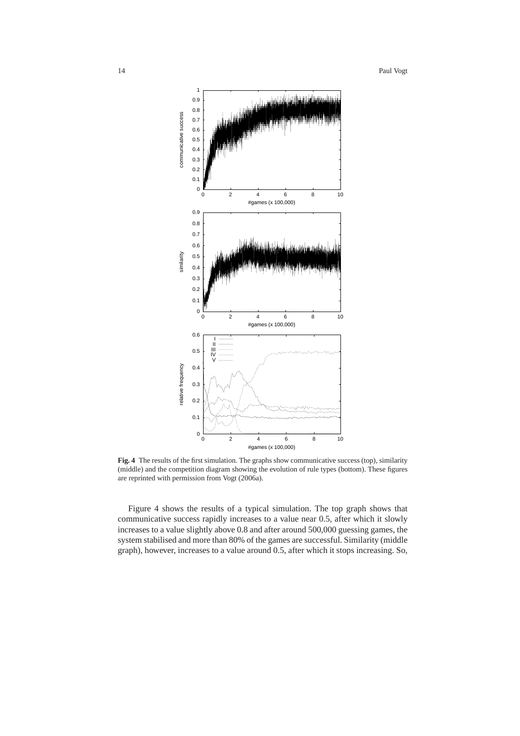**Fig. 4** The results of the first simulation. The graphs show communicative success (top), similarity (middle) and the competition diagram showing the evolution of rule types (bottom). These figures are reprinted with permission from Vogt (2006a).

Figure 4 shows the results of a typical simulation. The top graph shows that communicative success rapidly increases to a value near 0.5, after which it slowly increases to a value slightly above 0.8 and after around 500,000 guessing games, the system stabilised and more than 80% of the games are successful. Similarity (middle graph), however, increases to a value around 0.5, after which it stops increasing. So,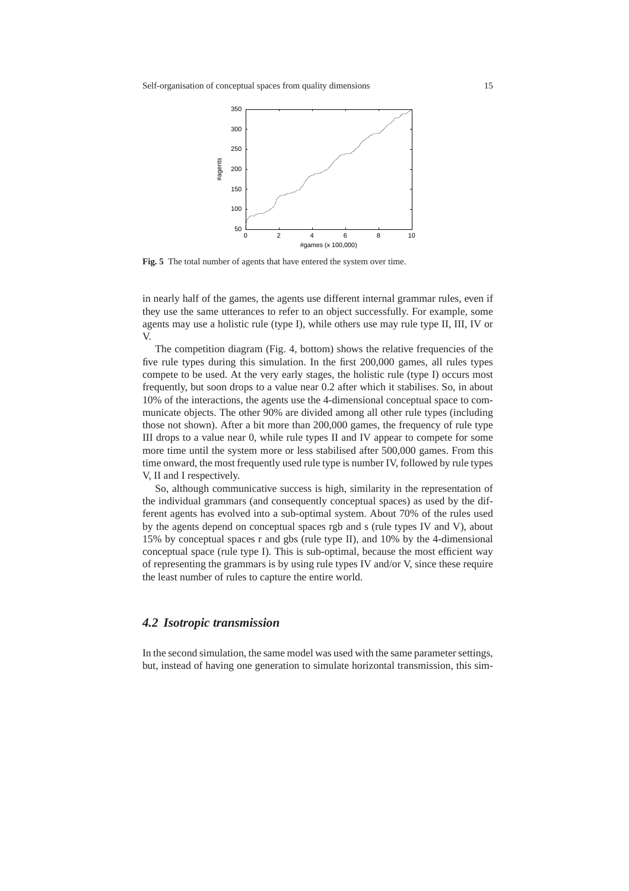**Fig. 5** The total number of agents that have entered the system over time.

in nearly half of the games, the agents use different internal grammar rules, even if they use the same utterances to refer to an object successfully. For example, some agents may use a holistic rule (type I), while others use may rule type II, III, IV or V.

The competition diagram (Fig. 4, bottom) shows the relative frequencies of the five rule types during this simulation. In the first 200,000 games, all rules types compete to be used. At the very early stages, the holistic rule (type I) occurs most frequently, but soon drops to a value near 0.2 after which it stabilises. So, in about 10% of the interactions, the agents use the 4-dimensional conceptual space to communicate objects. The other 90% are divided among all other rule types (including those not shown). After a bit more than 200,000 games, the frequency of rule type III drops to a value near 0, while rule types II and IV appear to compete for some more time until the system more or less stabilised after 500,000 games. From this time onward, the most frequently used rule type is number IV, followed by rule types V, II and I respectively.

So, although communicative success is high, similarity in the representation of the individual grammars (and consequently conceptual spaces) as used by the different agents has evolved into a sub-optimal system. About 70% of the rules used by the agents depend on conceptual spaces rgb and s (rule types IV and V), about 15% by conceptual spaces r and gbs (rule type II), and 10% by the 4-dimensional conceptual space (rule type I). This is sub-optimal, because the most efficient way of representing the grammars is by using rule types IV and/or V, since these require the least number of rules to capture the entire world.

### *4.2 Isotropic transmission*

In the second simulation, the same model was used with the same parameter settings, but, instead of having one generation to simulate horizontal transmission, this sim-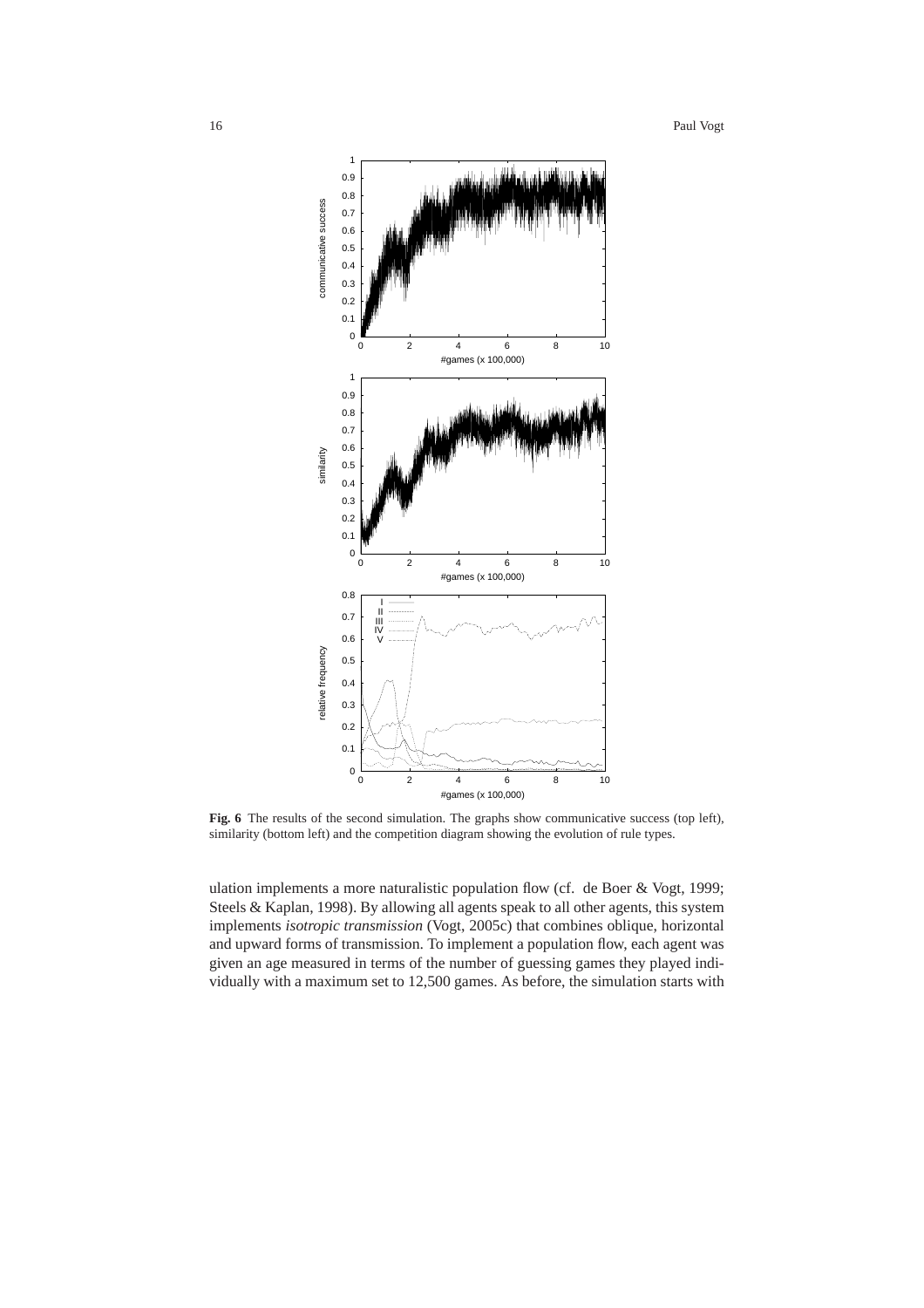**Fig. 6** The results of the second simulation. The graphs show communicative success (top left), similarity (bottom left) and the competition diagram showing the evolution of rule types.

ulation implements a more naturalistic population flow (cf. de Boer & Vogt, 1999; Steels & Kaplan, 1998). By allowing all agents speak to all other agents, this system implements *isotropic transmission* (Vogt, 2005c) that combines oblique, horizontal and upward forms of transmission. To implement a population flow, each agent was given an age measured in terms of the number of guessing games they played individually with a maximum set to 12,500 games. As before, the simulation starts with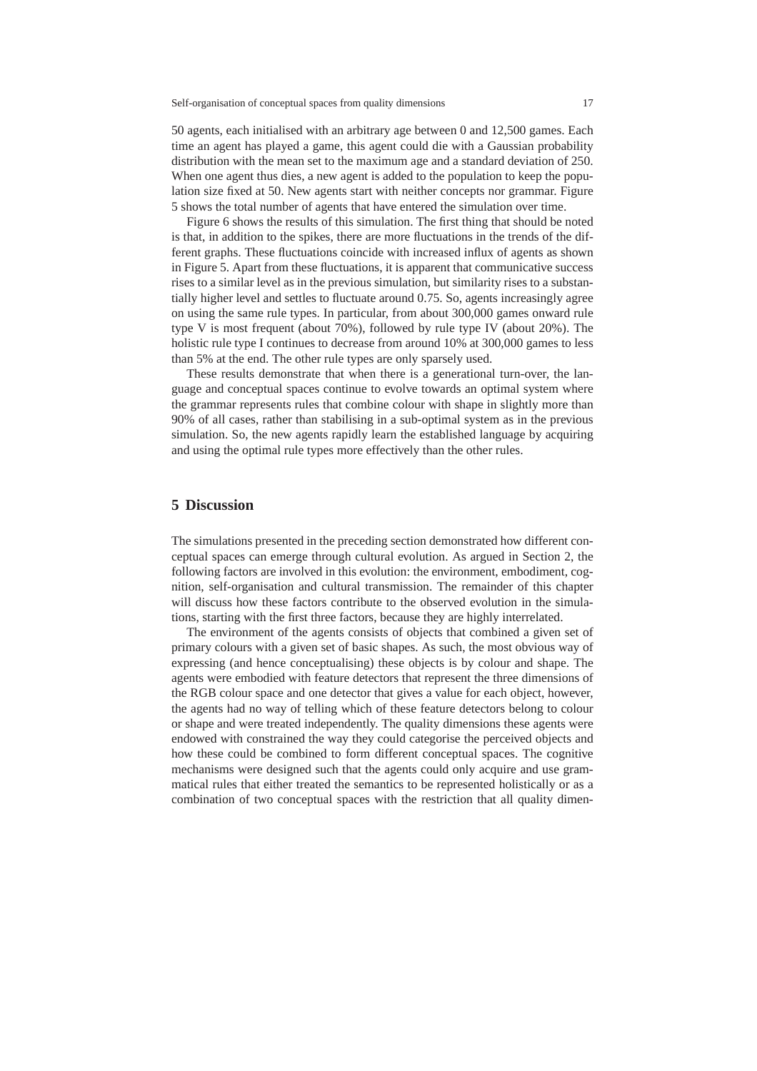50 agents, each initialised with an arbitrary age between 0 and 12,500 games. Each time an agent has played a game, this agent could die with a Gaussian probability distribution with the mean set to the maximum age and a standard deviation of 250. When one agent thus dies, a new agent is added to the population to keep the population size fixed at 50. New agents start with neither concepts nor grammar. Figure 5 shows the total number of agents that have entered the simulation over time.

Figure 6 shows the results of this simulation. The first thing that should be noted is that, in addition to the spikes, there are more fluctuations in the trends of the different graphs. These fluctuations coincide with increased influx of agents as shown in Figure 5. Apart from these fluctuations, it is apparent that communicative success rises to a similar level as in the previous simulation, but similarity rises to a substantially higher level and settles to fluctuate around 0.75. So, agents increasingly agree on using the same rule types. In particular, from about 300,000 games onward rule type V is most frequent (about 70%), followed by rule type IV (about 20%). The holistic rule type I continues to decrease from around 10% at 300,000 games to less than 5% at the end. The other rule types are only sparsely used.

These results demonstrate that when there is a generational turn-over, the language and conceptual spaces continue to evolve towards an optimal system where the grammar represents rules that combine colour with shape in slightly more than 90% of all cases, rather than stabilising in a sub-optimal system as in the previous simulation. So, the new agents rapidly learn the established language by acquiring and using the optimal rule types more effectively than the other rules.

## 5 Discussion

The simulations presented in the preceding section demonstrated how different conceptual spaces can emerge through cultural evolution. As argued in Section 2, the following factors are involved in this evolution: the environment, embodiment, cognition, self-organisation and cultural transmission. The remainder of this chapter will discuss how these factors contribute to the observed evolution in the simulations, starting with the first three factors, because they are highly interrelated.

The environment of the agents consists of objects that combined a given set of primary colours with a given set of basic shapes. As such, the most obvious way of expressing (and hence conceptualising) these objects is by colour and shape. The agents were embodied with feature detectors that represent the three dimensions of the RGB colour space and one detector that gives a value for each object, however, the agents had no way of telling which of these feature detectors belong to colour or shape and were treated independently. The quality dimensions these agents were endowed with constrained the way they could categorise the perceived objects and how these could be combined to form different conceptual spaces. The cognitive mechanisms were designed such that the agents could only acquire and use grammatical rules that either treated the semantics to be represented holistically or as a combination of two conceptual spaces with the restriction that all quality dimen-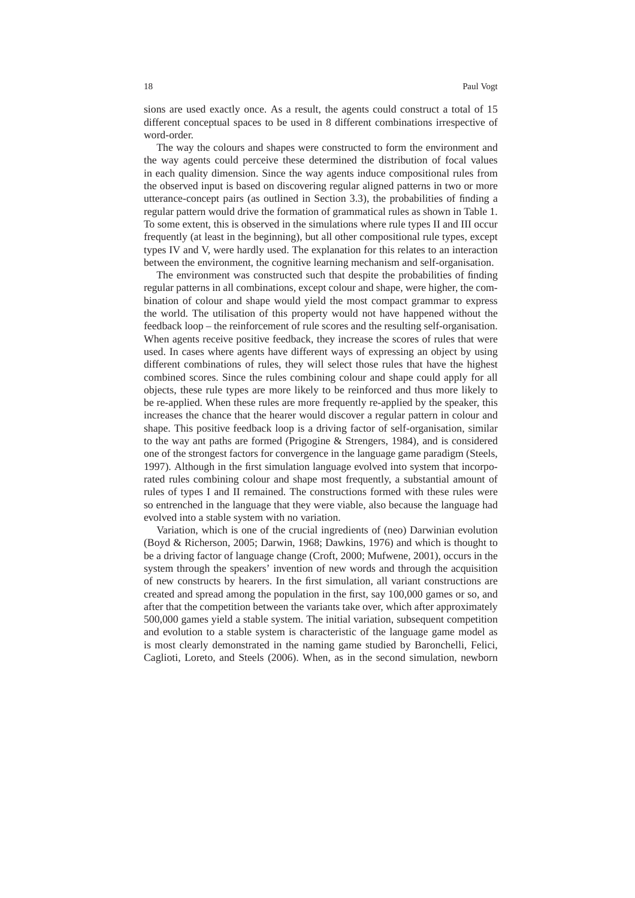sions are used exactly once. As a result, the agents could construct a total of 15 different conceptual spaces to be used in 8 different combinations irrespective of word-order.

The way the colours and shapes were constructed to form the environment and the way agents could perceive these determined the distribution of focal values in each quality dimension. Since the way agents induce compositional rules from the observed input is based on discovering regular aligned patterns in two or more utterance-concept pairs (as outlined in Section 3.3), the probabilities of finding a regular pattern would drive the formation of grammatical rules as shown in Table 1. To some extent, this is observed in the simulations where rule types II and III occur frequently (at least in the beginning), but all other compositional rule types, except types IV and V, were hardly used. The explanation for this relates to an interaction between the environment, the cognitive learning mechanism and self-organisation.

The environment was constructed such that despite the probabilities of finding regular patterns in all combinations, except colour and shape, were higher, the combination of colour and shape would yield the most compact grammar to express the world. The utilisation of this property would not have happened without the feedback loop – the reinforcement of rule scores and the resulting self-organisation. When agents receive positive feedback, they increase the scores of rules that were used. In cases where agents have different ways of expressing an object by using different combinations of rules, they will select those rules that have the highest combined scores. Since the rules combining colour and shape could apply for all objects, these rule types are more likely to be reinforced and thus more likely to be re-applied. When these rules are more frequently re-applied by the speaker, this increases the chance that the hearer would discover a regular pattern in colour and shape. This positive feedback loop is a driving factor of self-organisation, similar to the way ant paths are formed (Prigogine & Strengers, 1984), and is considered one of the strongest factors for convergence in the language game paradigm (Steels, 1997). Although in the first simulation language evolved into system that incorporated rules combining colour and shape most frequently, a substantial amount of rules of types I and II remained. The constructions formed with these rules were so entrenched in the language that they were viable, also because the language had evolved into a stable system with no variation.

Variation, which is one of the crucial ingredients of (neo) Darwinian evolution (Boyd & Richerson, 2005; Darwin, 1968; Dawkins, 1976) and which is thought to be a driving factor of language change (Croft, 2000; Mufwene, 2001), occurs in the system through the speakers' invention of new words and through the acquisition of new constructs by hearers. In the first simulation, all variant constructions are created and spread among the population in the first, say 100,000 games or so, and after that the competition between the variants take over, which after approximately 500,000 games yield a stable system. The initial variation, subsequent competition and evolution to a stable system is characteristic of the language game model as is most clearly demonstrated in the naming game studied by Baronchelli, Felici, Caglioti, Loreto, and Steels (2006). When, as in the second simulation, newborn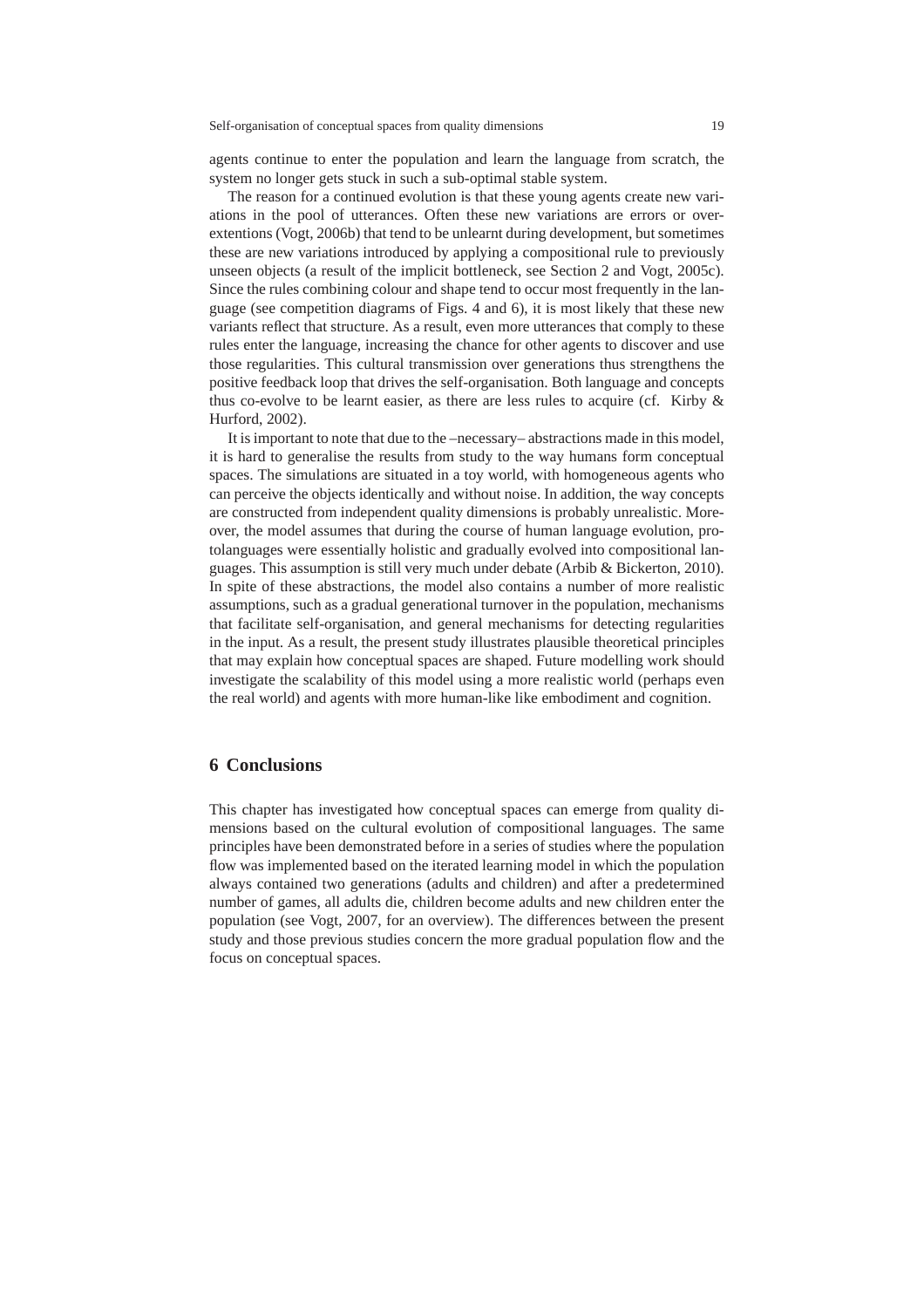agents continue to enter the population and learn the language from scratch, the system no longer gets stuck in such a sub-optimal stable system.

The reason for a continued evolution is that these young agents create new variations in the pool of utterances. Often these new variations are errors or over-extentions (Vogt, 2006b) that tend to be unlearnt during development, but sometimes these are new variations introduced by applying a compositional rule to previously unseen objects (a result of the implicit bottleneck, see Section 2 and Vogt, 2005c). Since the rules combining colour and shape tend to occur most frequently in the language (see competition diagrams of Figs. 4 and 6), it is most likely that these new variants reflect that structure. As a result, even more utterances that comply to these rules enter the language, increasing the chance for other agents to discover and use those regularities. This cultural transmission over generations thus strengthens the positive feedback loop that drives the self-organisation. Both language and concepts thus co-evolve to be learnt easier, as there are less rules to acquire (cf. Kirby & Hurford, 2002).

It is important to note that due to the –necessary– abstractions made in this model, it is hard to generalise the results from study to the way humans form conceptual spaces. The simulations are situated in a toy world, with homogeneous agents who can perceive the objects identically and without noise. In addition, the way concepts are constructed from independent quality dimensions is probably unrealistic. Moreover, the model assumes that during the course of human language evolution, protolanguages were essentially holistic and gradually evolved into compositional languages. This assumption is still very much under debate (Arbib & Bickerton, 2010). In spite of these abstractions, the model also contains a number of more realistic assumptions, such as a gradual generational turnover in the population, mechanisms that facilitate self-organisation, and general mechanisms for detecting regularities in the input. As a result, the present study illustrates plausible theoretical principles that may explain how conceptual spaces are shaped. Future modelling work should investigate the scalability of this model using a more realistic world (perhaps even the real world) and agents with more human-like like embodiment and cognition.

## 6 Conclusions

This chapter has investigated how conceptual spaces can emerge from quality dimensions based on the cultural evolution of compositional languages. The same principles have been demonstrated before in a series of studies where the population flow was implemented based on the iterated learning model in which the population always contained two generations (adults and children) and after a predetermined number of games, all adults die, children become adults and new children enter the population (see Vogt, 2007, for an overview). The differences between the present study and those previous studies concern the more gradual population flow and the focus on conceptual spaces.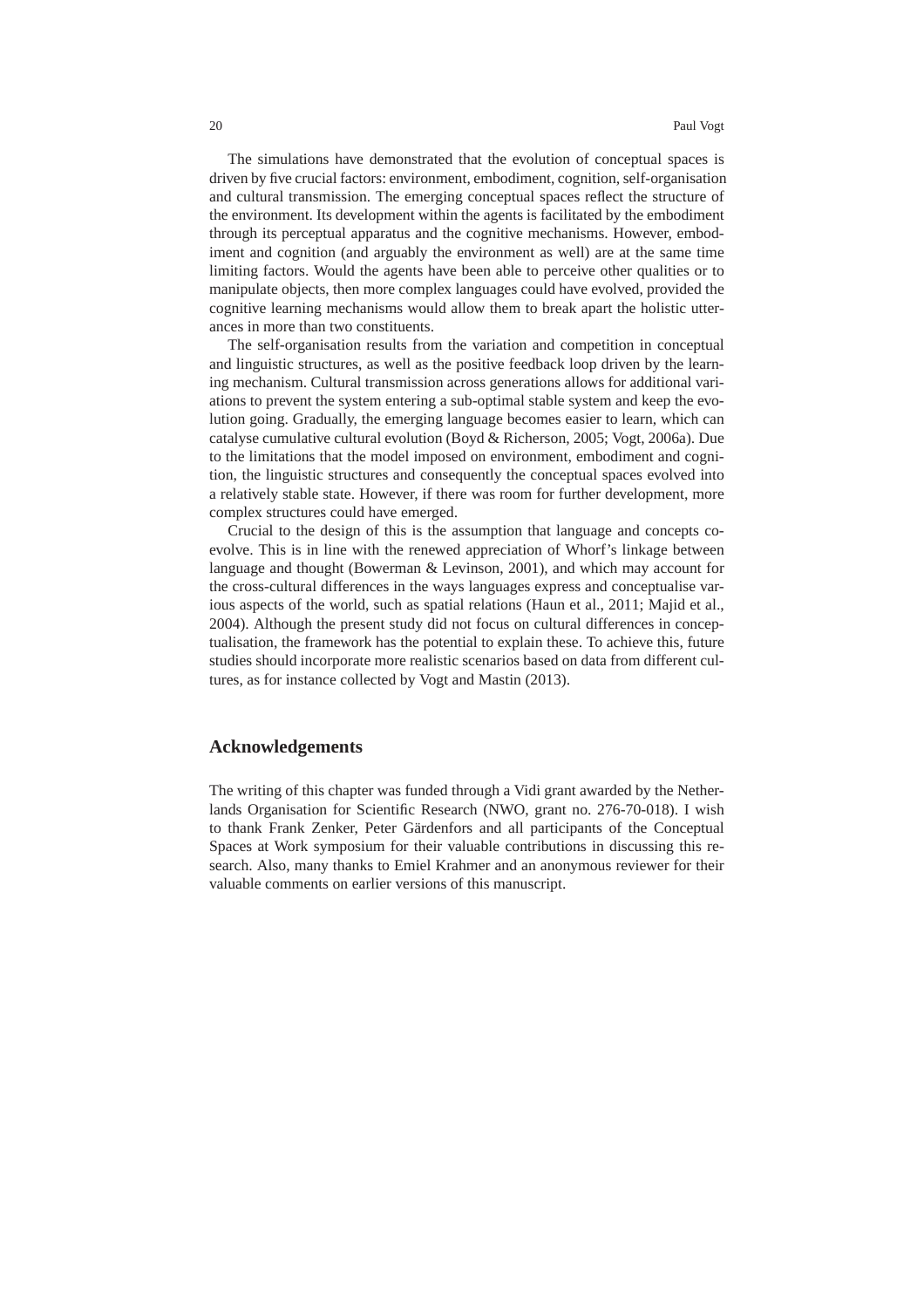The simulations have demonstrated that the evolution of conceptual spaces is driven by five crucial factors: environment, embodiment, cognition, self-organisation and cultural transmission. The emerging conceptual spaces reflect the structure of the environment. Its development within the agents is facilitated by the embodiment through its perceptual apparatus and the cognitive mechanisms. However, embodiment and cognition (and arguably the environment as well) are at the same time limiting factors. Would the agents have been able to perceive other qualities or to manipulate objects, then more complex languages could have evolved, provided the cognitive learning mechanisms would allow them to break apart the holistic utterances in more than two constituents.

The self-organisation results from the variation and competition in conceptual and linguistic structures, as well as the positive feedback loop driven by the learning mechanism. Cultural transmission across generations allows for additional variations to prevent the system entering a sub-optimal stable system and keep the evolution going. Gradually, the emerging language becomes easier to learn, which can catalyse cumulative cultural evolution (Boyd & Richerson, 2005; Vogt, 2006a). Due to the limitations that the model imposed on environment, embodiment and cognition, the linguistic structures and consequently the conceptual spaces evolved into a relatively stable state. However, if there was room for further development, more complex structures could have emerged.

Crucial to the design of this is the assumption that language and concepts coevolve. This is in line with the renewed appreciation of Whorf's linkage between language and thought (Bowerman & Levinson, 2001), and which may account for the cross-cultural differences in the ways languages express and conceptualise various aspects of the world, such as spatial relations (Haun et al., 2011; Majid et al., 2004). Although the present study did not focus on cultural differences in conceptualisation, the framework has the potential to explain these. To achieve this, future studies should incorporate more realistic scenarios based on data from different cultures, as for instance collected by Vogt and Mastin (2013).

## Acknowledgements

The writing of this chapter was funded through a Vidi grant awarded by the Netherlands Organisation for Scientific Research (NWO, grant no. 276-70-018). I wish to thank Frank Zenker, Peter Gärdenfors and all participants of the Conceptual Spaces at Work symposium for their valuable contributions in discussing this research. Also, many thanks to Emiel Krahmer and an anonymous reviewer for their valuable comments on earlier versions of this manuscript.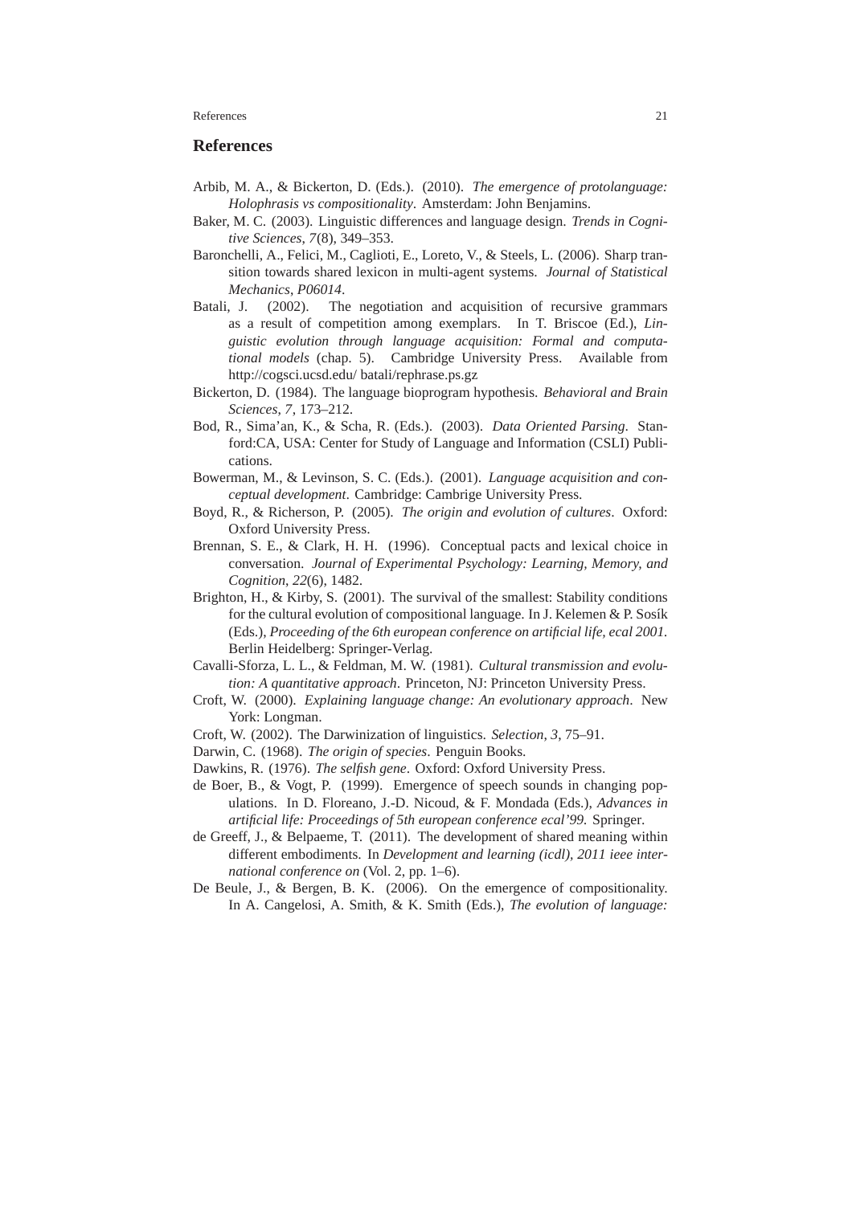## References

Arbib, M. A., & Bickerton, D. (Eds.). (2010). *The emergence of protolanguage: Holophrasis vs compositionality*. Amsterdam: John Benjamins.

Baker, M. C. (2003). Linguistic differences and language design. *Trends in Cognitive Sciences*, *7*(8), 349–353.

Baronchelli, A., Felici, M., Caglioti, E., Loreto, V., & Steels, L. (2006). Sharp transition towards shared lexicon in multi-agent systems. *Journal of Statistical Mechanics*, *P06014*.

Batali, J. (2002). The negotiation and acquisition of recursive grammars as a result of competition among exemplars. In T. Briscoe (Ed.), *Linguistic evolution through language acquisition: Formal and computational models* (chap. 5). Cambridge University Press. Available from http://cogsci.ucsd.edu/ batali/rephrase.ps.gz

Bickerton, D. (1984). The language bioprogram hypothesis. *Behavioral and Brain Sciences*, *7*, 173–212.

Bod, R., Sima'an, K., & Scha, R. (Eds.). (2003). *Data Oriented Parsing*. Stanford:CA, USA: Center for Study of Language and Information (CSLI) Publications.

Bowerman, M., & Levinson, S. C. (Eds.). (2001). *Language acquisition and conceptual development*. Cambridge: Cambrige University Press.

Boyd, R., & Richerson, P. (2005). *The origin and evolution of cultures*. Oxford: Oxford University Press.

Brennan, S. E., & Clark, H. H. (1996). Conceptual pacts and lexical choice in conversation. *Journal of Experimental Psychology: Learning, Memory, and Cognition*, *22*(6), 1482.

Brighton, H., & Kirby, S. (2001). The survival of the smallest: Stability conditions for the cultural evolution of compositional language. In J. Kelemen & P. Sosík (Eds.), *Proceeding of the 6th european conference on artificial life, ecal 2001*. Berlin Heidelberg: Springer-Verlag.

Cavalli-Sforza, L. L., & Feldman, M. W. (1981). *Cultural transmission and evolution: A quantitative approach*. Princeton, NJ: Princeton University Press.

Croft, W. (2000). *Explaining language change: An evolutionary approach*. New York: Longman.

Croft, W. (2002). The Darwinization of linguistics. *Selection*, *3*, 75–91.

Darwin, C. (1968). *The origin of species*. Penguin Books.

Dawkins, R. (1976). *The selfish gene*. Oxford: Oxford University Press.

de Boer, B., & Vogt, P. (1999). Emergence of speech sounds in changing populations. In D. Floreano, J.-D. Nicoud, & F. Mondada (Eds.), *Advances in artificial life: Proceedings of 5th european conference ecal'99*. Springer.

de Greeff, J., & Belpaeme, T. (2011). The development of shared meaning within different embodiments. In *Development and learning (icdl), 2011 ieee international conference on* (Vol. 2, pp. 1–6).

De Beule, J., & Bergen, B. K. (2006). On the emergence of compositionality. In A. Cangelosi, A. Smith, & K. Smith (Eds.), *The evolution of language:*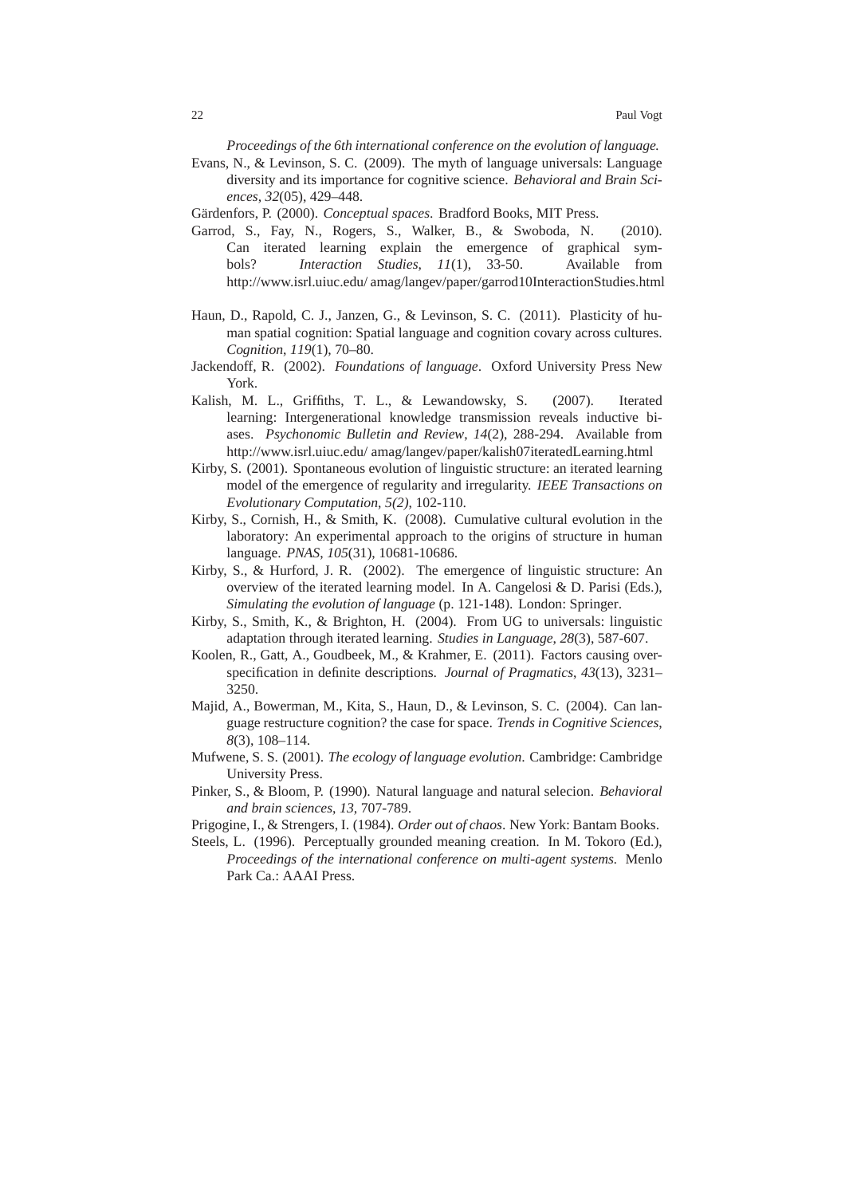*Proceedings of the 6th international conference on the evolution of language.*

Evans, N., & Levinson, S. C. (2009). The myth of language universals: Language diversity and its importance for cognitive science. *Behavioral and Brain Sciences*, *32*(05), 429–448.

Gärdenfors, P. (2000). *Conceptual spaces*. Bradford Books, MIT Press.

Garrod, S., Fay, N., Rogers, S., Walker, B., & Swoboda, N. (2010). Can iterated learning explain the emergence of graphical symbols? *Interaction Studies*, *11*(1), 33-50. Available from http://www.isrl.uiuc.edu/ amag/langev/paper/garrod10InteractionStudies.html

Haun, D., Rapold, C. J., Janzen, G., & Levinson, S. C. (2011). Plasticity of human spatial cognition: Spatial language and cognition covary across cultures. *Cognition*, *119*(1), 70–80.

Jackendoff, R. (2002). *Foundations of language*. Oxford University Press New York.

Kalish, M. L., Griffiths, T. L., & Lewandowsky, S. (2007). Iterated learning: Intergenerational knowledge transmission reveals inductive biases. *Psychonomic Bulletin and Review*, *14*(2), 288-294. Available from http://www.isrl.uiuc.edu/ amag/langev/paper/kalish07iteratedLearning.html

Kirby, S. (2001). Spontaneous evolution of linguistic structure: an iterated learning model of the emergence of regularity and irregularity. *IEEE Transactions on Evolutionary Computation*, *5(2)*, 102-110.

Kirby, S., Cornish, H., & Smith, K. (2008). Cumulative cultural evolution in the laboratory: An experimental approach to the origins of structure in human language. *PNAS*, *105*(31), 10681-10686.

Kirby, S., & Hurford, J. R. (2002). The emergence of linguistic structure: An overview of the iterated learning model. In A. Cangelosi & D. Parisi (Eds.), *Simulating the evolution of language* (p. 121-148). London: Springer.

Kirby, S., Smith, K., & Brighton, H. (2004). From UG to universals: linguistic adaptation through iterated learning. *Studies in Language*, *28*(3), 587-607.

Koolen, R., Gatt, A., Goudbeek, M., & Krahmer, E. (2011). Factors causing overspecification in definite descriptions. *Journal of Pragmatics*, *43*(13), 3231–3250.

Majid, A., Bowerman, M., Kita, S., Haun, D., & Levinson, S. C. (2004). Can language restructure cognition? the case for space. *Trends in Cognitive Sciences*, *8*(3), 108–114.

Mufwene, S. S. (2001). *The ecology of language evolution*. Cambridge: Cambridge University Press.

Pinker, S., & Bloom, P. (1990). Natural language and natural selecion. *Behavioral and brain sciences*, *13*, 707-789.

Prigogine, I., & Strengers, I. (1984). *Order out of chaos*. New York: Bantam Books.

Steels, L. (1996). Perceptually grounded meaning creation. In M. Tokoro (Ed.), *Proceedings of the international conference on multi-agent systems.* Menlo Park Ca.: AAAI Press.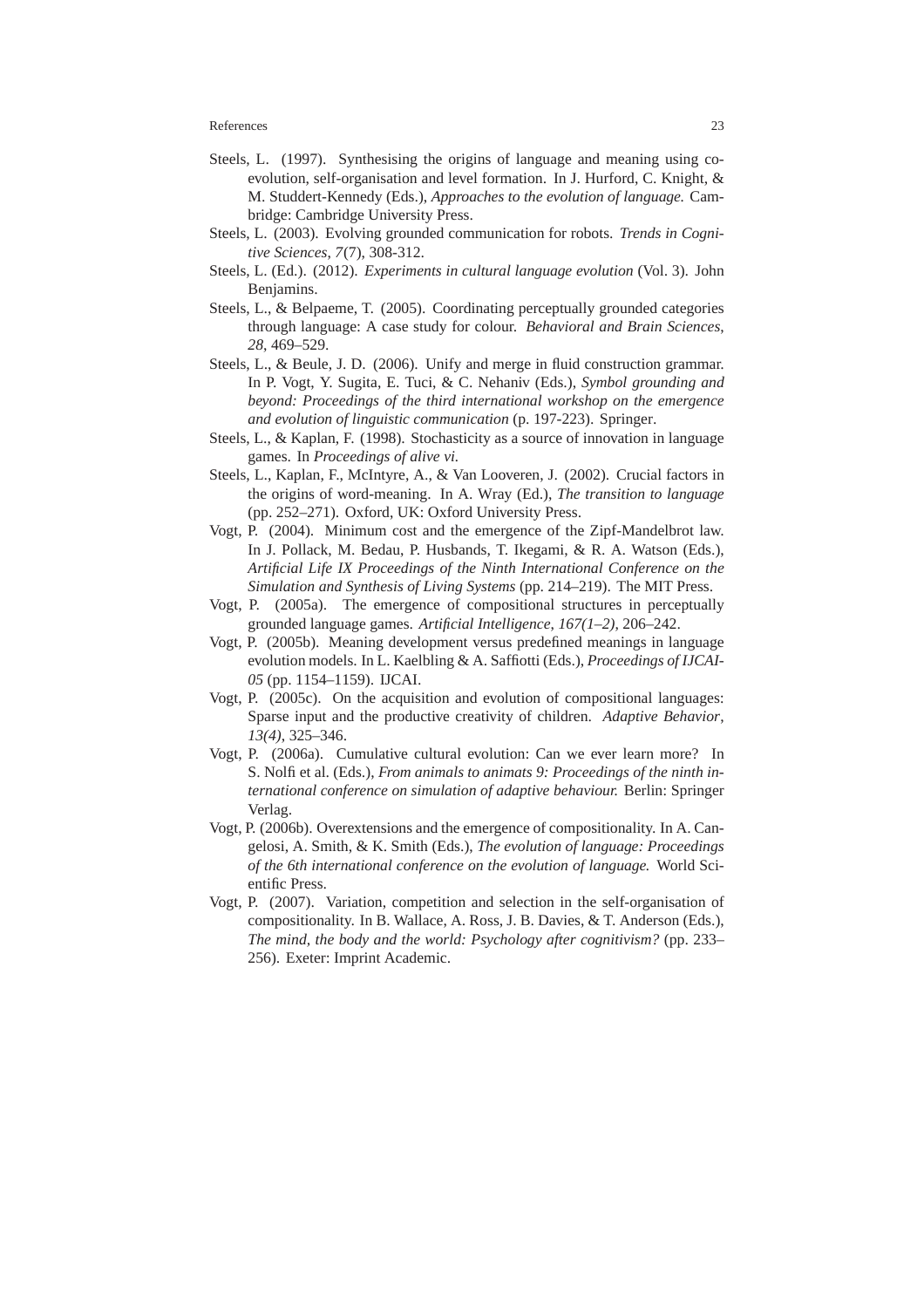Steels, L. (1997). Synthesising the origins of language and meaning using co-evolution, self-organisation and level formation. In J. Hurford, C. Knight, & M. Studdert-Kennedy (Eds.), *Approaches to the evolution of language.* Cambridge: Cambridge University Press.

Steels, L. (2003). Evolving grounded communication for robots. *Trends in Cognitive Sciences*, *7*(7), 308-312.

Steels, L. (Ed.). (2012). *Experiments in cultural language evolution* (Vol. 3). John Benjamins.

Steels, L., & Belpaeme, T. (2005). Coordinating perceptually grounded categories through language: A case study for colour. *Behavioral and Brain Sciences*, *28*, 469–529.

Steels, L., & Beule, J. D. (2006). Unify and merge in fluid construction grammar. In P. Vogt, Y. Sugita, E. Tuci, & C. Nehaniv (Eds.), *Symbol grounding and beyond: Proceedings of the third international workshop on the emergence and evolution of linguistic communication* (p. 197-223). Springer.

Steels, L., & Kaplan, F. (1998). Stochasticity as a source of innovation in language games. In *Proceedings of alive vi.*

Steels, L., Kaplan, F., McIntyre, A., & Van Looveren, J. (2002). Crucial factors in the origins of word-meaning. In A. Wray (Ed.), *The transition to language* (pp. 252–271). Oxford, UK: Oxford University Press.

Vogt, P. (2004). Minimum cost and the emergence of the Zipf-Mandelbrot law. In J. Pollack, M. Bedau, P. Husbands, T. Ikegami, & R. A. Watson (Eds.), *Artificial Life IX Proceedings of the Ninth International Conference on the Simulation and Synthesis of Living Systems* (pp. 214–219). The MIT Press.

Vogt, P. (2005a). The emergence of compositional structures in perceptually grounded language games. *Artificial Intelligence*, *167(1–2)*, 206–242.

Vogt, P. (2005b). Meaning development versus predefined meanings in language evolution models. In L. Kaelbling & A. Saffiotti (Eds.), *Proceedings of IJCAI-05* (pp. 1154–1159). IJCAI.

Vogt, P. (2005c). On the acquisition and evolution of compositional languages: Sparse input and the productive creativity of children. *Adaptive Behavior*, *13(4)*, 325–346.

Vogt, P. (2006a). Cumulative cultural evolution: Can we ever learn more? In S. Nolfi et al. (Eds.), *From animals to animats 9: Proceedings of the ninth international conference on simulation of adaptive behaviour.* Berlin: Springer Verlag.

Vogt, P. (2006b). Overextensions and the emergence of compositionality. In A. Cangelosi, A. Smith, & K. Smith (Eds.), *The evolution of language: Proceedings of the 6th international conference on the evolution of language.* World Scientific Press.

Vogt, P. (2007). Variation, competition and selection in the self-organisation of compositionality. In B. Wallace, A. Ross, J. B. Davies, & T. Anderson (Eds.), *The mind, the body and the world: Psychology after cognitivism?* (pp. 233–256). Exeter: Imprint Academic.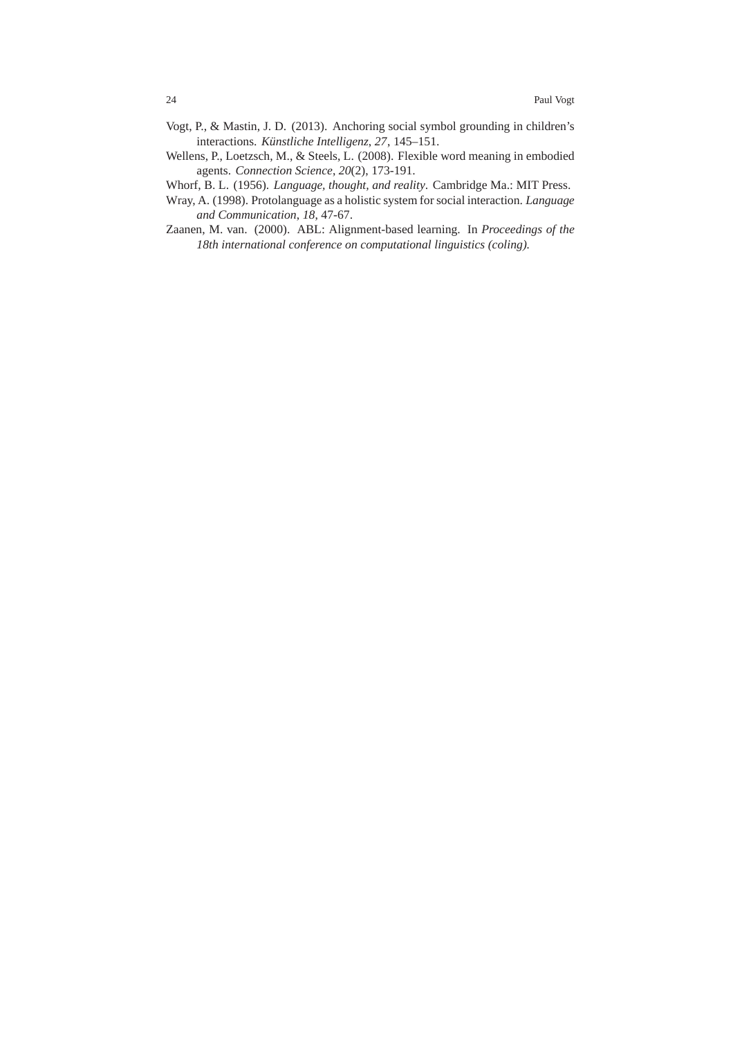Vogt, P., & Mastin, J. D. (2013). Anchoring social symbol grounding in children's interactions. *Künstliche Intelligenz*, *27*, 145–151.

Wellens, P., Loetzsch, M., & Steels, L. (2008). Flexible word meaning in embodied agents. *Connection Science*, *20*(2), 173-191.

Whorf, B. L. (1956). *Language, thought, and reality*. Cambridge Ma.: MIT Press.

Wray, A. (1998). Protolanguage as a holistic system for social interaction. *Language and Communication*, *18*, 47-67.

Zaanen, M. van. (2000). ABL: Alignment-based learning. In *Proceedings of the 18th international conference on computational linguistics (coling).*